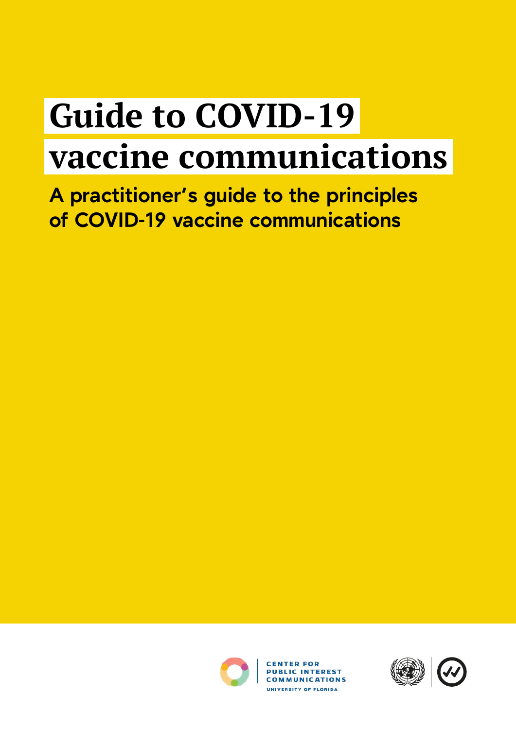# Guide to COVID-19 vaccine communications

## A practitioner's guide to the principles of COVID-19 vaccine communications

CENTER FOR PUBLIC INTEREST COMMUNICATIONS

UNIVERSITY OF FLORIDA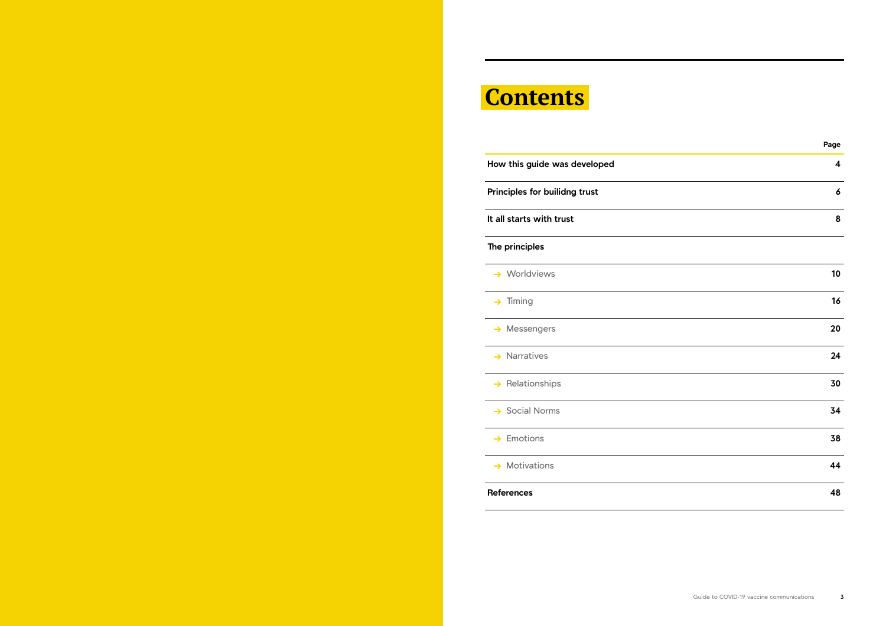# Contents

| | Page |
|---|---|
| **How this guide was developed** | **4** |
| **Principles for builidng trust** | **6** |
| **It all starts with trust** | **8** |
| **The principles** | |
| → Worldviews | **10** |
| → Timing | **16** |
| → Messengers | **20** |
| → Narratives | **24** |
| → Relationships | **30** |
| → Social Norms | **34** |
| → Emotions | **38** |
| → Motivations | **44** |
| **References** | **48** |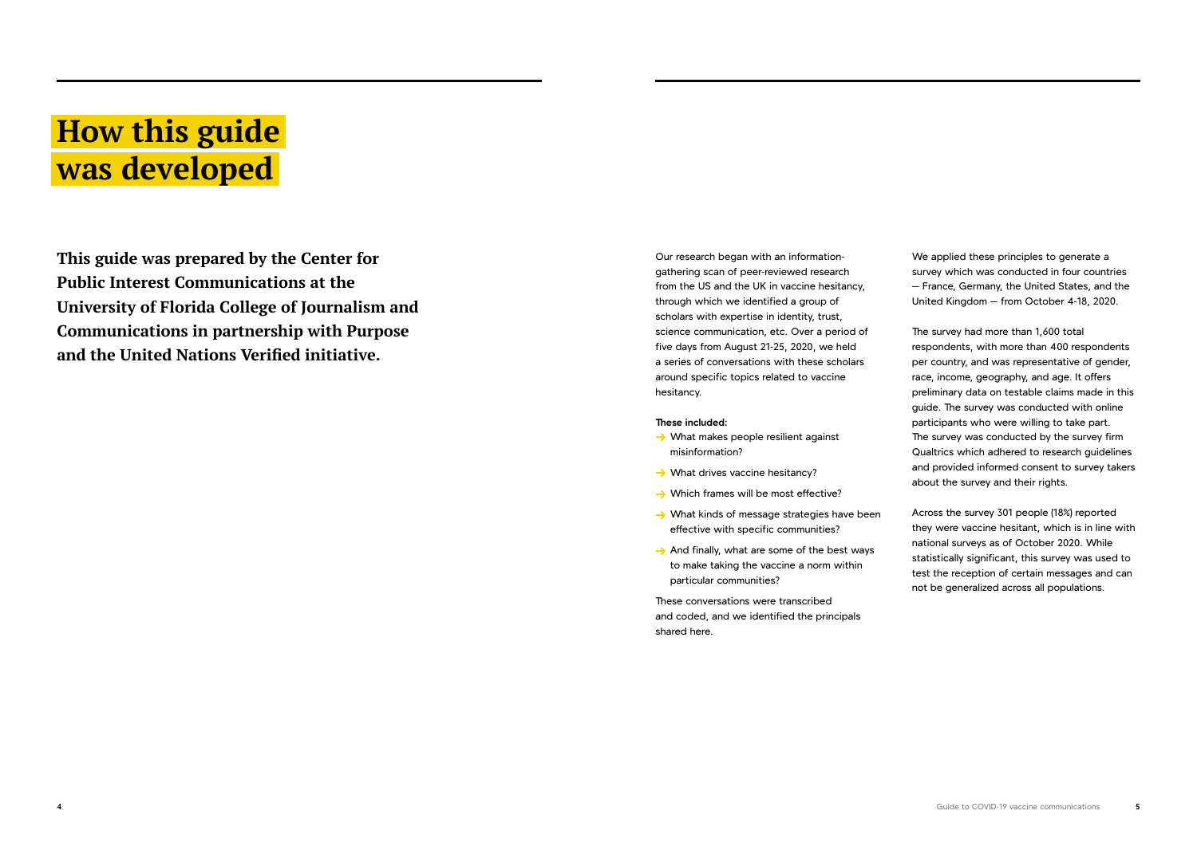# How this guide was developed

**This guide was prepared by the Center for Public Interest Communications at the University of Florida College of Journalism and Communications in partnership with Purpose and the United Nations Verified initiative.**

Our research began with an information-gathering scan of peer-reviewed research from the US and the UK in vaccine hesitancy, through which we identified a group of scholars with expertise in identity, trust, science communication, etc. Over a period of five days from August 21-25, 2020, we held a series of conversations with these scholars around specific topics related to vaccine hesitancy.

**These included:**

- What makes people resilient against misinformation?
- What drives vaccine hesitancy?
- Which frames will be most effective?
- What kinds of message strategies have been effective with specific communities?
- And finally, what are some of the best ways to make taking the vaccine a norm within particular communities?

These conversations were transcribed and coded, and we identified the principals shared here.

We applied these principles to generate a survey which was conducted in four countries — France, Germany, the United States, and the United Kingdom — from October 4-18, 2020.

The survey had more than 1,600 total respondents, with more than 400 respondents per country, and was representative of gender, race, income, geography, and age. It offers preliminary data on testable claims made in this guide. The survey was conducted with online participants who were willing to take part. The survey was conducted by the survey firm Qualtrics which adhered to research guidelines and provided informed consent to survey takers about the survey and their rights.

Across the survey 301 people (18%) reported they were vaccine hesitant, which is in line with national surveys as of October 2020. While statistically significant, this survey was used to test the reception of certain messages and can not be generalized across all populations.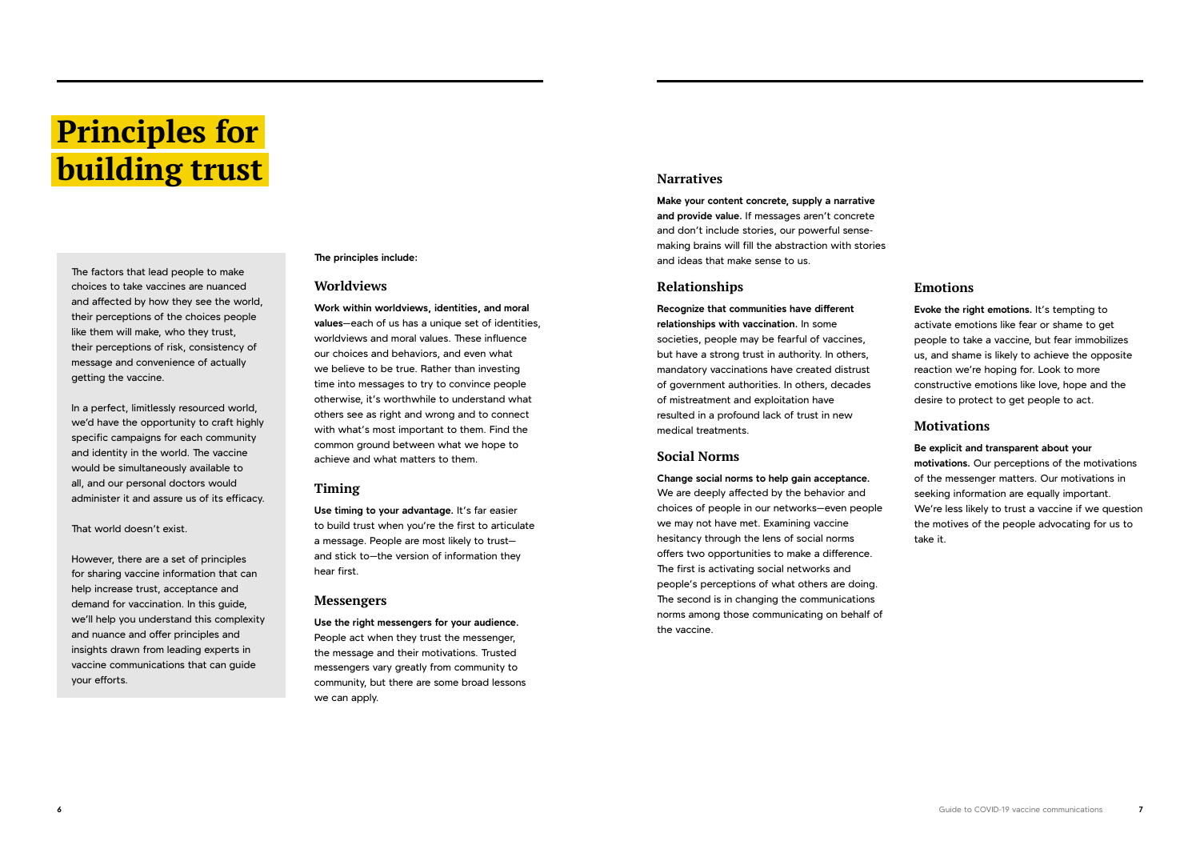# Principles for building trust

The factors that lead people to make choices to take vaccines are nuanced and affected by how they see the world, their perceptions of the choices people like them will make, who they trust, their perceptions of risk, consistency of message and convenience of actually getting the vaccine.

In a perfect, limitlessly resourced world, we'd have the opportunity to craft highly specific campaigns for each community and identity in the world. The vaccine would be simultaneously available to all, and our personal doctors would administer it and assure us of its efficacy.

That world doesn't exist.

However, there are a set of principles for sharing vaccine information that can help increase trust, acceptance and demand for vaccination. In this guide, we'll help you understand this complexity and nuance and offer principles and insights drawn from leading experts in vaccine communications that can guide your efforts.

**The principles include:**

## Worldviews

**Work within worldviews, identities, and moral values**—each of us has a unique set of identities, worldviews and moral values. These influence our choices and behaviors, and even what we believe to be true. Rather than investing time into messages to try to convince people otherwise, it's worthwhile to understand what others see as right and wrong and to connect with what's most important to them. Find the common ground between what we hope to achieve and what matters to them.

## Timing

**Use timing to your advantage.** It's far easier to build trust when you're the first to articulate a message. People are most likely to trust—and stick to—the version of information they hear first.

## Messengers

**Use the right messengers for your audience.** People act when they trust the messenger, the message and their motivations. Trusted messengers vary greatly from community to community, but there are some broad lessons we can apply.

## Narratives

**Make your content concrete, supply a narrative and provide value.** If messages aren't concrete and don't include stories, our powerful sense-making brains will fill the abstraction with stories and ideas that make sense to us.

## Relationships

**Recognize that communities have different relationships with vaccination.** In some societies, people may be fearful of vaccines, but have a strong trust in authority. In others, mandatory vaccinations have created distrust of government authorities. In others, decades of mistreatment and exploitation have resulted in a profound lack of trust in new medical treatments.

## Social Norms

**Change social norms to help gain acceptance.** We are deeply affected by the behavior and choices of people in our networks—even people we may not have met. Examining vaccine hesitancy through the lens of social norms offers two opportunities to make a difference. The first is activating social networks and people's perceptions of what others are doing. The second is in changing the communications norms among those communicating on behalf of the vaccine.

## Emotions

**Evoke the right emotions.** It's tempting to activate emotions like fear or shame to get people to take a vaccine, but fear immobilizes us, and shame is likely to achieve the opposite reaction we're hoping for. Look to more constructive emotions like love, hope and the desire to protect to get people to act.

## Motivations

**Be explicit and transparent about your motivations.** Our perceptions of the motivations of the messenger matters. Our motivations in seeking information are equally important. We're less likely to trust a vaccine if we question the motives of the people advocating for us to take it.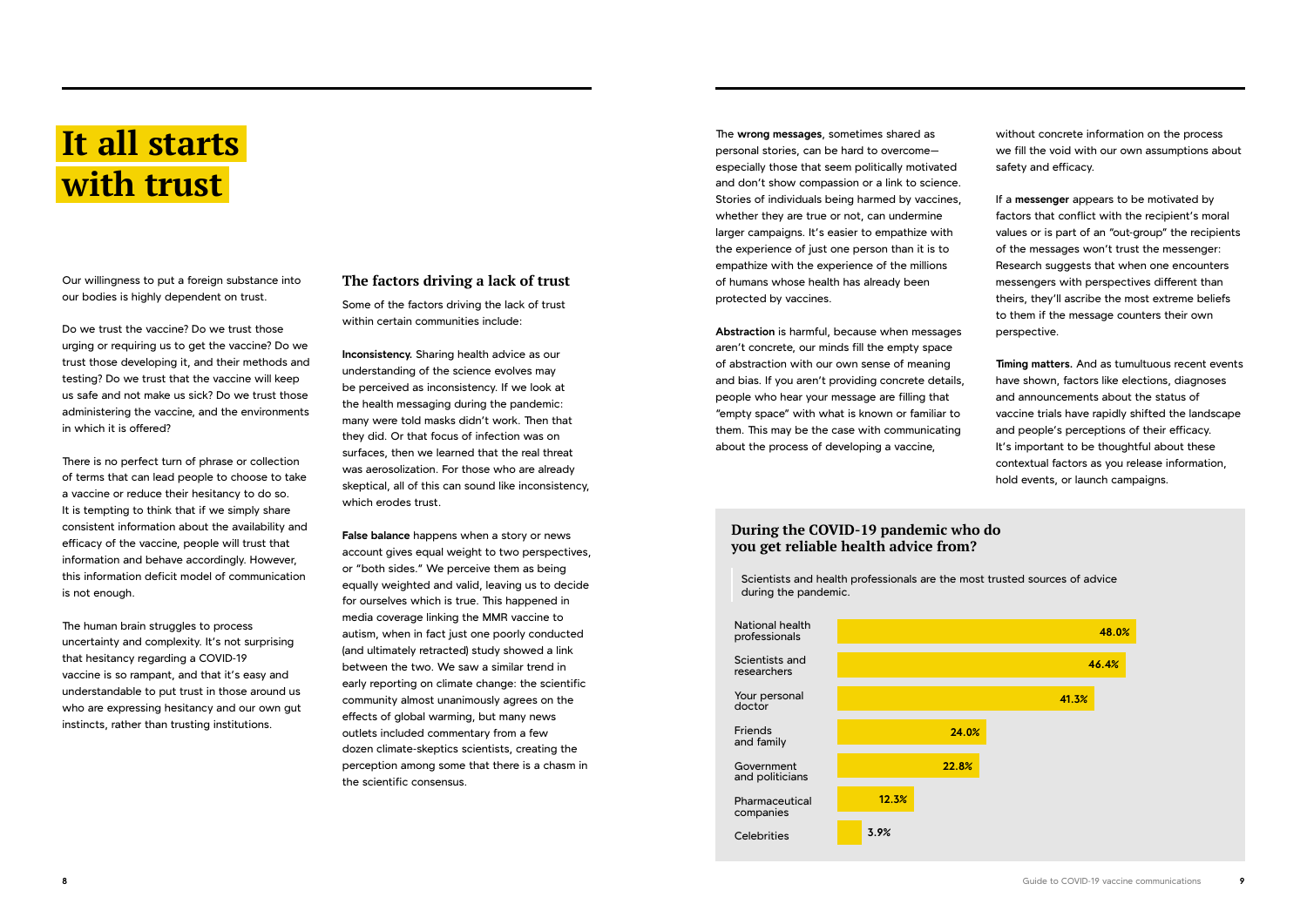# It all starts with trust

Our willingness to put a foreign substance into our bodies is highly dependent on trust.

Do we trust the vaccine? Do we trust those urging or requiring us to get the vaccine? Do we trust those developing it, and their methods and testing? Do we trust that the vaccine will keep us safe and not make us sick? Do we trust those administering the vaccine, and the environments in which it is offered?

There is no perfect turn of phrase or collection of terms that can lead people to choose to take a vaccine or reduce their hesitancy to do so. It is tempting to think that if we simply share consistent information about the availability and efficacy of the vaccine, people will trust that information and behave accordingly. However, this information deficit model of communication is not enough.

The human brain struggles to process uncertainty and complexity. It's not surprising that hesitancy regarding a COVID-19 vaccine is so rampant, and that it's easy and understandable to put trust in those around us who are expressing hesitancy and our own gut instincts, rather than trusting institutions.

## The factors driving a lack of trust

Some of the factors driving the lack of trust within certain communities include:

**Inconsistency.** Sharing health advice as our understanding of the science evolves may be perceived as inconsistency. If we look at the health messaging during the pandemic: many were told masks didn't work. Then that they did. Or that focus of infection was on surfaces, then we learned that the real threat was aerosolization. For those who are already skeptical, all of this can sound like inconsistency, which erodes trust.

**False balance** happens when a story or news account gives equal weight to two perspectives, or "both sides." We perceive them as being equally weighted and valid, leaving us to decide for ourselves which is true. This happened in media coverage linking the MMR vaccine to autism, when in fact just one poorly conducted (and ultimately retracted) study showed a link between the two. We saw a similar trend in early reporting on climate change: the scientific community almost unanimously agrees on the effects of global warming, but many news outlets included commentary from a few dozen climate-skeptics scientists, creating the perception among some that there is a chasm in the scientific consensus.

The **wrong messages**, sometimes shared as personal stories, can be hard to overcome—especially those that seem politically motivated and don't show compassion or a link to science. Stories of individuals being harmed by vaccines, whether they are true or not, can undermine larger campaigns. It's easier to empathize with the experience of just one person than it is to empathize with the experience of the millions of humans whose health has already been protected by vaccines.

**Abstraction** is harmful, because when messages aren't concrete, our minds fill the empty space of abstraction with our own sense of meaning and bias. If you aren't providing concrete details, people who hear your message are filling that "empty space" with what is known or familiar to them. This may be the case with communicating about the process of developing a vaccine, without concrete information on the process we fill the void with our own assumptions about safety and efficacy.

If a **messenger** appears to be motivated by factors that conflict with the recipient's moral values or is part of an "out-group" the recipients of the messages won't trust the messenger: Research suggests that when one encounters messengers with perspectives different than theirs, they'll ascribe the most extreme beliefs to them if the message counters their own perspective.

**Timing matters.** And as tumultuous recent events have shown, factors like elections, diagnoses and announcements about the status of vaccine trials have rapidly shifted the landscape and people's perceptions of their efficacy. It's important to be thoughtful about these contextual factors as you release information, hold events, or launch campaigns.

### During the COVID-19 pandemic who do you get reliable health advice from?

Scientists and health professionals are the most trusted sources of advice during the pandemic.

| Source | Percentage |
| --- | --- |
| National health professionals | 48.0% |
| Scientists and researchers | 46.4% |
| Your personal doctor | 41.3% |
| Friends and family | 24.0% |
| Government and politicians | 22.8% |
| Pharmaceutical companies | 12.3% |
| Celebrities | 3.9% |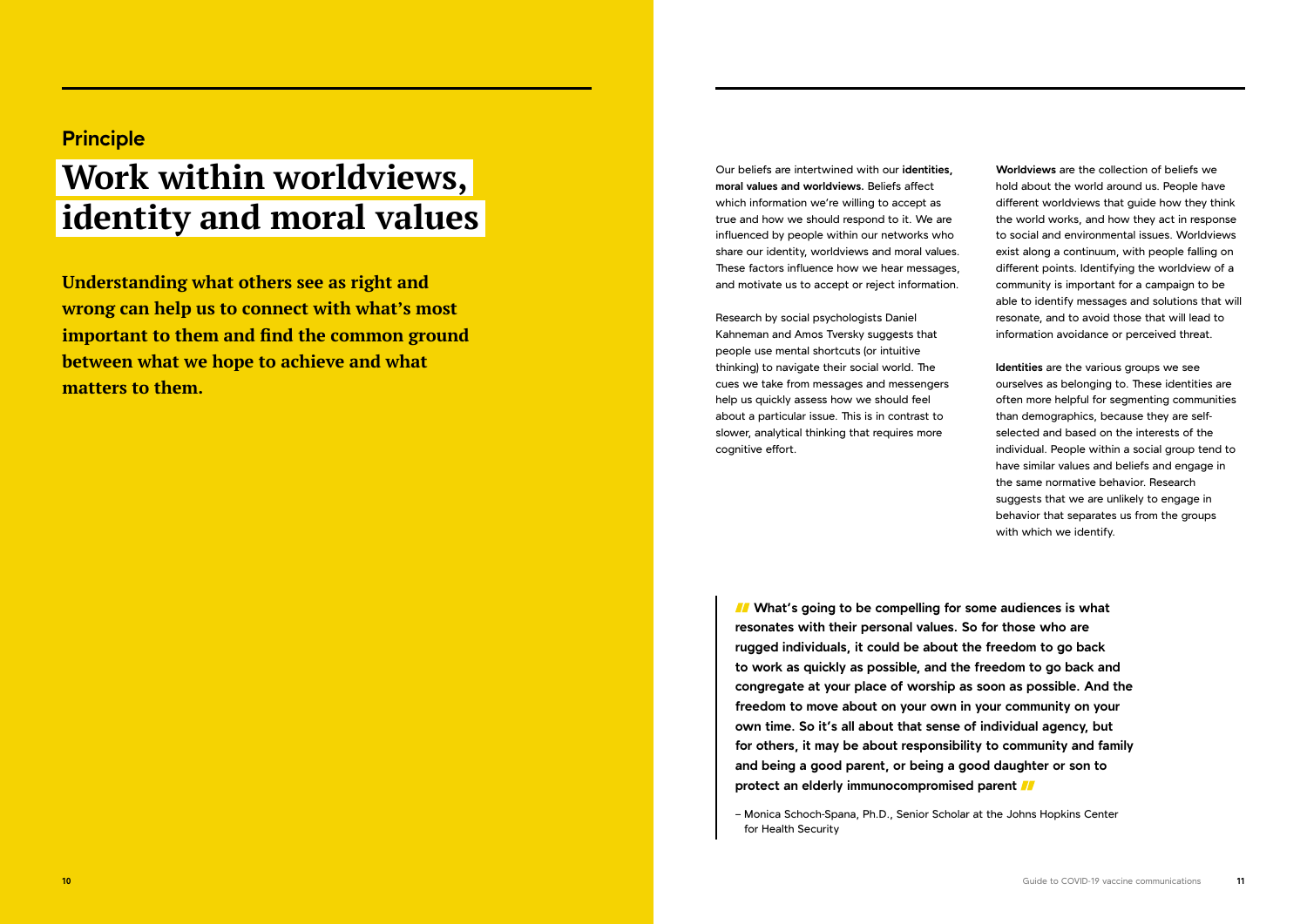Principle

# Work within worldviews, identity and moral values

**Understanding what others see as right and wrong can help us to connect with what's most important to them and find the common ground between what we hope to achieve and what matters to them.**

Our beliefs are intertwined with our **identities, moral values and worldviews.** Beliefs affect which information we're willing to accept as true and how we should respond to it. We are influenced by people within our networks who share our identity, worldviews and moral values. These factors influence how we hear messages, and motivate us to accept or reject information.

Research by social psychologists Daniel Kahneman and Amos Tversky suggests that people use mental shortcuts (or intuitive thinking) to navigate their social world. The cues we take from messages and messengers help us quickly assess how we should feel about a particular issue. This is in contrast to slower, analytical thinking that requires more cognitive effort.

**Worldviews** are the collection of beliefs we hold about the world around us. People have different worldviews that guide how they think the world works, and how they act in response to social and environmental issues. Worldviews exist along a continuum, with people falling on different points. Identifying the worldview of a community is important for a campaign to be able to identify messages and solutions that will resonate, and to avoid those that will lead to information avoidance or perceived threat.

**Identities** are the various groups we see ourselves as belonging to. These identities are often more helpful for segmenting communities than demographics, because they are self-selected and based on the interests of the individual. People within a social group tend to have similar values and beliefs and engage in the same normative behavior. Research suggests that we are unlikely to engage in behavior that separates us from the groups with which we identify.

> **What's going to be compelling for some audiences is what resonates with their personal values. So for those who are rugged individuals, it could be about the freedom to go back to work as quickly as possible, and the freedom to go back and congregate at your place of worship as soon as possible. And the freedom to move about on your own in your community on your own time. So it's all about that sense of individual agency, but for others, it may be about responsibility to community and family and being a good parent, or being a good daughter or son to protect an elderly immunocompromised parent**
>
> – Monica Schoch-Spana, Ph.D., Senior Scholar at the Johns Hopkins Center for Health Security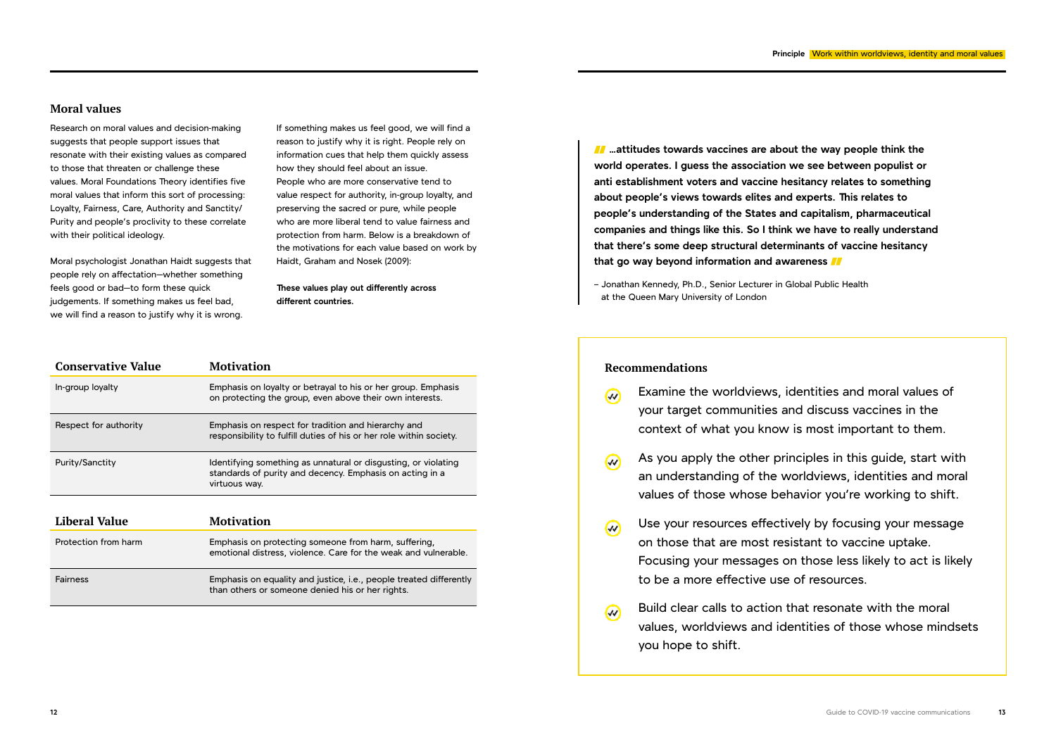## Moral values

Research on moral values and decision-making suggests that people support issues that resonate with their existing values as compared to those that threaten or challenge these values. Moral Foundations Theory identifies five moral values that inform this sort of processing: Loyalty, Fairness, Care, Authority and Sanctity/Purity and people's proclivity to these correlate with their political ideology.

Moral psychologist Jonathan Haidt suggests that people rely on affectation—whether something feels good or bad—to form these quick judgements. If something makes us feel bad, we will find a reason to justify why it is wrong.

If something makes us feel good, we will find a reason to justify why it is right. People rely on information cues that help them quickly assess how they should feel about an issue. People who are more conservative tend to value respect for authority, in-group loyalty, and preserving the sacred or pure, while people who are more liberal tend to value fairness and protection from harm. Below is a breakdown of the motivations for each value based on work by Haidt, Graham and Nosek (2009):

**These values play out differently across different countries.**

| Conservative Value | Motivation |
|---|---|
| In-group loyalty | Emphasis on loyalty or betrayal to his or her group. Emphasis on protecting the group, even above their own interests. |
| Respect for authority | Emphasis on respect for tradition and hierarchy and responsibility to fulfill duties of his or her role within society. |
| Purity/Sanctity | Identifying something as unnatural or disgusting, or violating standards of purity and decency. Emphasis on acting in a virtuous way. |

| Liberal Value | Motivation |
|---|---|
| Protection from harm | Emphasis on protecting someone from harm, suffering, emotional distress, violence. Care for the weak and vulnerable. |
| Fairness | Emphasis on equality and justice, i.e., people treated differently than others or someone denied his or her rights. |

> **"...attitudes towards vaccines are about the way people think the world operates. I guess the association we see between populist or anti establishment voters and vaccine hesitancy relates to something about people's views towards elites and experts. This relates to people's understanding of the States and capitalism, pharmaceutical companies and things like this. So I think we have to really understand that there's some deep structural determinants of vaccine hesitancy that go way beyond information and awareness"**
>
> – Jonathan Kennedy, Ph.D., Senior Lecturer in Global Public Health at the Queen Mary University of London

### Recommendations

- Examine the worldviews, identities and moral values of your target communities and discuss vaccines in the context of what you know is most important to them.
- As you apply the other principles in this guide, start with an understanding of the worldviews, identities and moral values of those whose behavior you're working to shift.
- Use your resources effectively by focusing your message on those that are most resistant to vaccine uptake. Focusing your messages on those less likely to act is likely to be a more effective use of resources.
- Build clear calls to action that resonate with the moral values, worldviews and identities of those whose mindsets you hope to shift.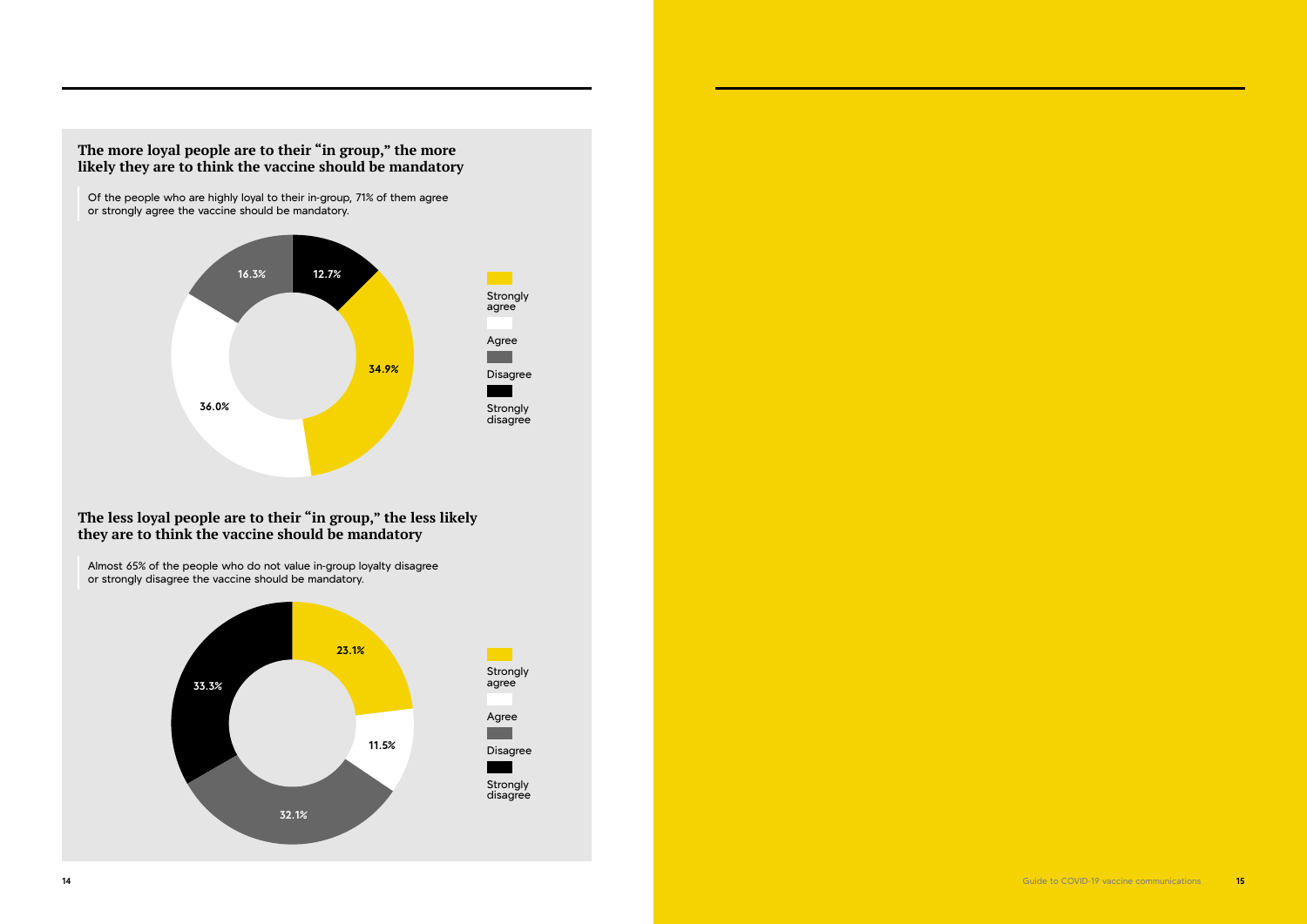### The more loyal people are to their "in group," the more likely they are to think the vaccine should be mandatory

Of the people who are highly loyal to their in-group, 71% of them agree or strongly agree the vaccine should be mandatory.

| Response | Percentage |
| --- | --- |
| Strongly agree | 34.9% |
| Agree | 36.0% |
| Disagree | 16.3% |
| Strongly disagree | 12.7% |

### The less loyal people are to their "in group," the less likely they are to think the vaccine should be mandatory

Almost 65% of the people who do not value in-group loyalty disagree or strongly disagree the vaccine should be mandatory.

| Response | Percentage |
| --- | --- |
| Strongly agree | 23.1% |
| Agree | 11.5% |
| Disagree | 32.1% |
| Strongly disagree | 33.3% |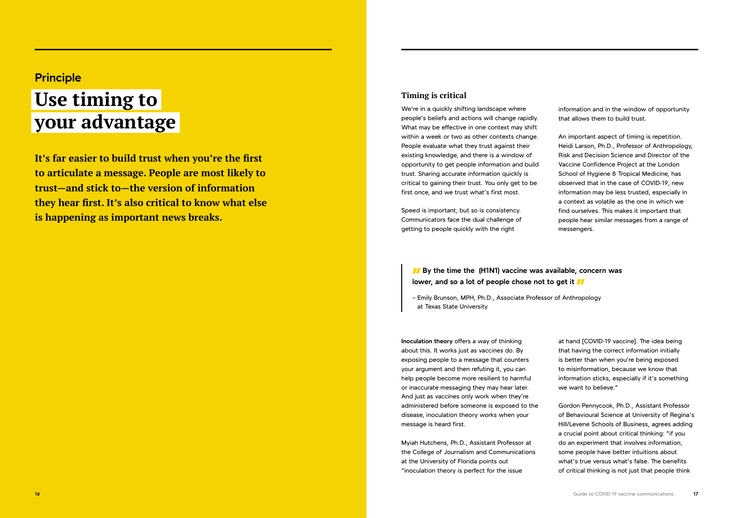## Principle

# Use timing to your advantage

**It's far easier to build trust when you're the first to articulate a message. People are most likely to trust—and stick to—the version of information they hear first. It's also critical to know what else is happening as important news breaks.**

### Timing is critical

We're in a quickly shifting landscape where people's beliefs and actions will change rapidly. What may be effective in one context may shift within a week or two as other contexts change. People evaluate what they trust against their existing knowledge, and there is a window of opportunity to get people information and build trust. Sharing accurate information quickly is critical to gaining their trust. You only get to be first once, and we trust what's first most.

Speed is important, but so is consistency. Communicators face the dual challenge of getting to people quickly with the right information and in the window of opportunity that allows them to build trust.

An important aspect of timing is repetition. Heidi Larson, Ph.D., Professor of Anthropology, Risk and Decision Science and Director of the Vaccine Confidence Project at the London School of Hygiene & Tropical Medicine, has observed that in the case of COVID-19, new information may be less trusted, especially in a context as volatile as the one in which we find ourselves. This makes it important that people hear similar messages from a range of messengers.

> **"By the time the (H1N1) vaccine was available, concern was lower, and so a lot of people chose not to get it"**
>
> – Emily Brunson, MPH, Ph.D., Associate Professor of Anthropology at Texas State University

**Inoculation theory** offers a way of thinking about this. It works just as vaccines do. By exposing people to a message that counters your argument and then refuting it, you can help people become more resilient to harmful or inaccurate messaging they may hear later. And just as vaccines only work when they're administered before someone is exposed to the disease, inoculation theory works when your message is heard first.

Myiah Hutchens, Ph.D., Assistant Professor at the College of Journalism and Communications at the University of Florida points out "inoculation theory is perfect for the issue at hand [COVID-19 vaccine]. The idea being that having the correct information initially is better than when you're being exposed to misinformation, because we know that information sticks, especially if it's something we want to believe."

Gordon Pennycook, Ph.D., Assistant Professor of Behavioural Science at University of Regina's Hill/Levene Schools of Business, agrees adding a crucial point about critical thinking: "if you do an experiment that involves information, some people have better intuitions about what's true versus what's false. The benefits of critical thinking is not just that people think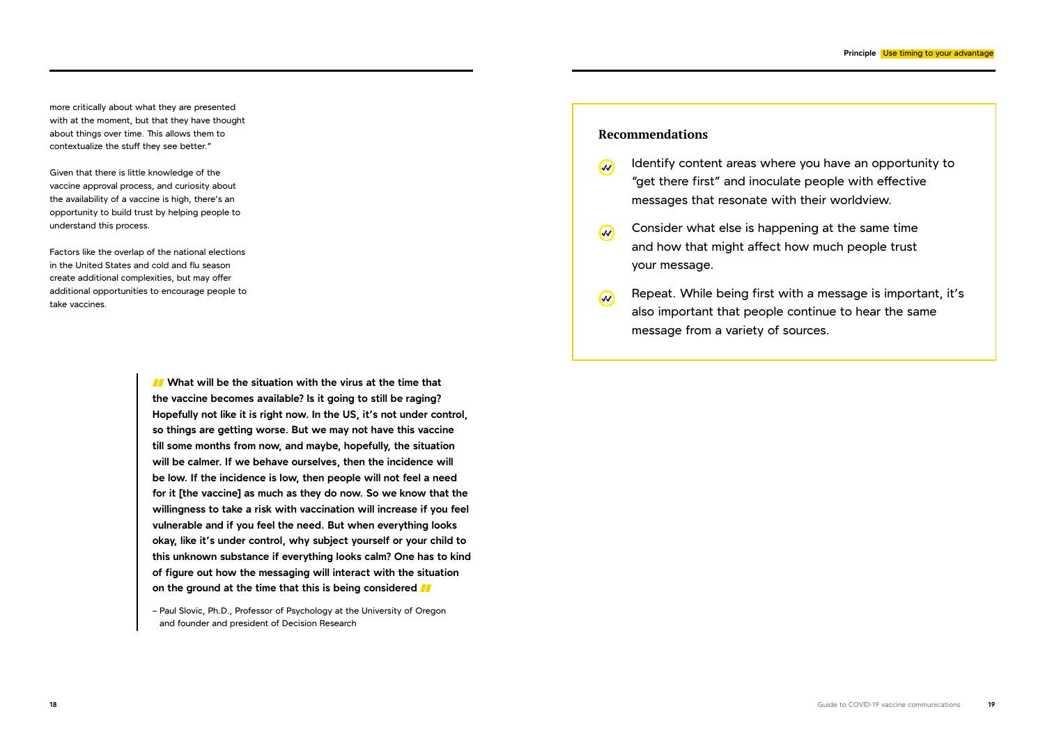more critically about what they are presented with at the moment, but that they have thought about things over time. This allows them to contextualize the stuff they see better."

Given that there is little knowledge of the vaccine approval process, and curiosity about the availability of a vaccine is high, there's an opportunity to build trust by helping people to understand this process.

Factors like the overlap of the national elections in the United States and cold and flu season create additional complexities, but may offer additional opportunities to encourage people to take vaccines.

> **What will be the situation with the virus at the time that the vaccine becomes available? Is it going to still be raging? Hopefully not like it is right now. In the US, it's not under control, so things are getting worse. But we may not have this vaccine till some months from now, and maybe, hopefully, the situation will be calmer. If we behave ourselves, then the incidence will be low. If the incidence is low, then people will not feel a need for it [the vaccine] as much as they do now. So we know that the willingness to take a risk with vaccination will increase if you feel vulnerable and if you feel the need. But when everything looks okay, like it's under control, why subject yourself or your child to this unknown substance if everything looks calm? One has to kind of figure out how the messaging will interact with the situation on the ground at the time that this is being considered**
>
> – Paul Slovic, Ph.D., Professor of Psychology at the University of Oregon and founder and president of Decision Research

## Recommendations

- Identify content areas where you have an opportunity to "get there first" and inoculate people with effective messages that resonate with their worldview.
- Consider what else is happening at the same time and how that might affect how much people trust your message.
- Repeat. While being first with a message is important, it's also important that people continue to hear the same message from a variety of sources.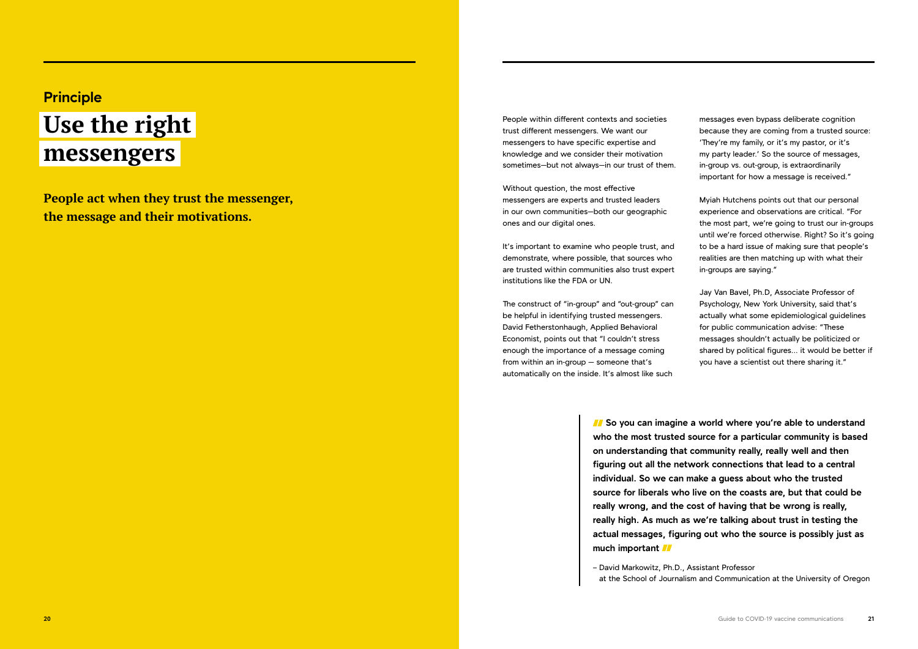**Principle**

# Use the right messengers

**People act when they trust the messenger, the message and their motivations.**

People within different contexts and societies trust different messengers. We want our messengers to have specific expertise and knowledge and we consider their motivation sometimes—but not always—in our trust of them.

Without question, the most effective messengers are experts and trusted leaders in our own communities—both our geographic ones and our digital ones.

It's important to examine who people trust, and demonstrate, where possible, that sources who are trusted within communities also trust expert institutions like the FDA or UN.

The construct of "in-group" and "out-group" can be helpful in identifying trusted messengers. David Fetherstonhaugh, Applied Behavioral Economist, points out that "I couldn't stress enough the importance of a message coming from within an in-group — someone that's automatically on the inside. It's almost like such messages even bypass deliberate cognition because they are coming from a trusted source: 'They're my family, or it's my pastor, or it's my party leader.' So the source of messages, in-group vs. out-group, is extraordinarily important for how a message is received."

Myiah Hutchens points out that our personal experience and observations are critical. "For the most part, we're going to trust our in-groups until we're forced otherwise. Right? So it's going to be a hard issue of making sure that people's realities are then matching up with what their in-groups are saying."

Jay Van Bavel, Ph.D, Associate Professor of Psychology, New York University, said that's actually what some epidemiological guidelines for public communication advise: "These messages shouldn't actually be politicized or shared by political figures… it would be better if you have a scientist out there sharing it."

> **So you can imagine a world where you're able to understand who the most trusted source for a particular community is based on understanding that community really, really well and then figuring out all the network connections that lead to a central individual. So we can make a guess about who the trusted source for liberals who live on the coasts are, but that could be really wrong, and the cost of having that be wrong is really, really high. As much as we're talking about trust in testing the actual messages, figuring out who the source is possibly just as much important**
>
> – David Markowitz, Ph.D., Assistant Professor at the School of Journalism and Communication at the University of Oregon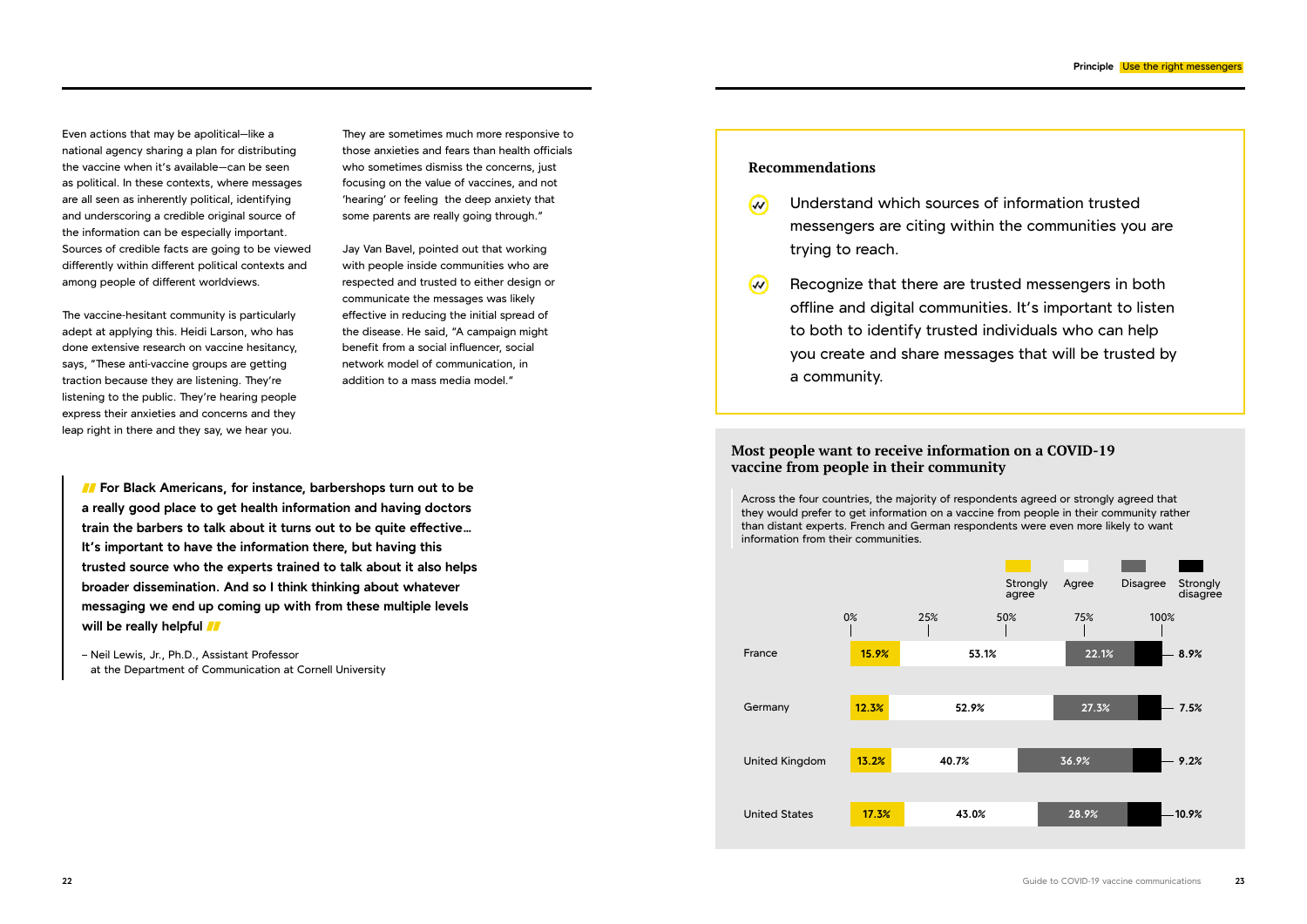Even actions that may be apolitical—like a national agency sharing a plan for distributing the vaccine when it's available—can be seen as political. In these contexts, where messages are all seen as inherently political, identifying and underscoring a credible original source of the information can be especially important. Sources of credible facts are going to be viewed differently within different political contexts and among people of different worldviews.

The vaccine-hesitant community is particularly adept at applying this. Heidi Larson, who has done extensive research on vaccine hesitancy, says, "These anti-vaccine groups are getting traction because they are listening. They're listening to the public. They're hearing people express their anxieties and concerns and they leap right in there and they say, we hear you. They are sometimes much more responsive to those anxieties and fears than health officials who sometimes dismiss the concerns, just focusing on the value of vaccines, and not 'hearing' or feeling the deep anxiety that some parents are really going through."

Jay Van Bavel, pointed out that working with people inside communities who are respected and trusted to either design or communicate the messages was likely effective in reducing the initial spread of the disease. He said, "A campaign might benefit from a social influencer, social network model of communication, in addition to a mass media model."

> **For Black Americans, for instance, barbershops turn out to be a really good place to get health information and having doctors train the barbers to talk about it turns out to be quite effective… It's important to have the information there, but having this trusted source who the experts trained to talk about it also helps broader dissemination. And so I think thinking about whatever messaging we end up coming up with from these multiple levels will be really helpful**
>
> – Neil Lewis, Jr., Ph.D., Assistant Professor at the Department of Communication at Cornell University

Principle: Use the right messengers

### Recommendations

- Understand which sources of information trusted messengers are citing within the communities you are trying to reach.
- Recognize that there are trusted messengers in both offline and digital communities. It's important to listen to both to identify trusted individuals who can help you create and share messages that will be trusted by a community.

### Most people want to receive information on a COVID-19 vaccine from people in their community

Across the four countries, the majority of respondents agreed or strongly agreed that they would prefer to get information on a vaccine from people in their community rather than distant experts. French and German respondents were even more likely to want information from their communities.

| Country | Strongly agree | Agree | Disagree | Strongly disagree |
| --- | --- | --- | --- | --- |
| France | 15.9% | 53.1% | 22.1% | 8.9% |
| Germany | 12.3% | 52.9% | 27.3% | 7.5% |
| United Kingdom | 13.2% | 40.7% | 36.9% | 9.2% |
| United States | 17.3% | 43.0% | 28.9% | 10.9% |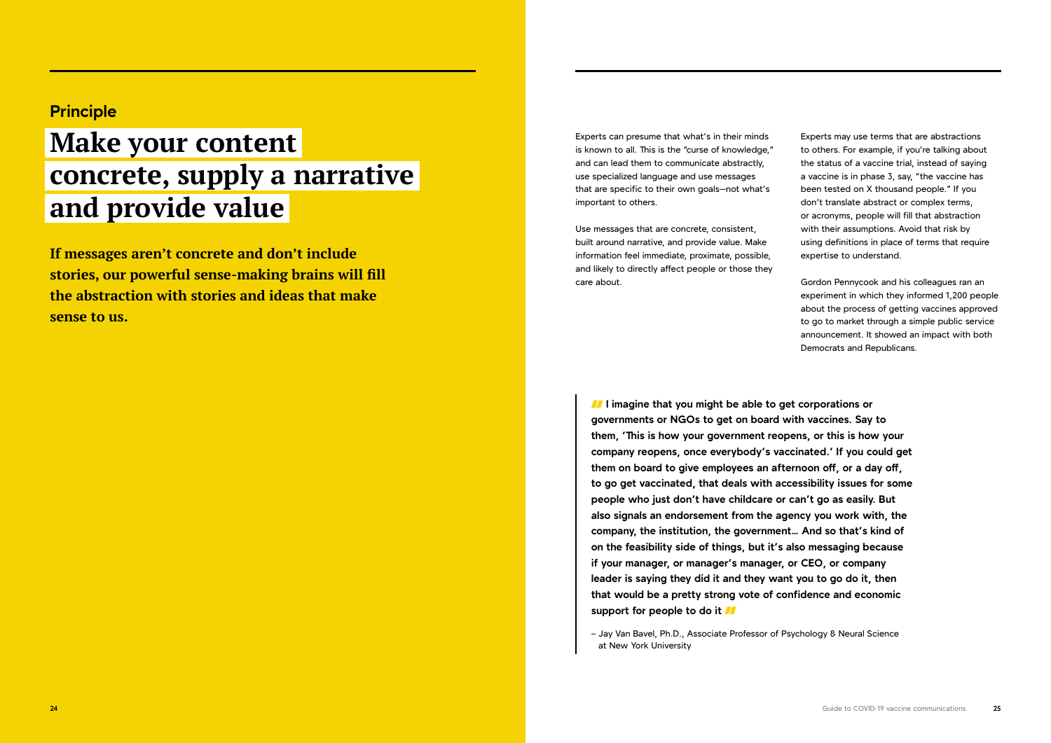Principle

# Make your content concrete, supply a narrative and provide value

**If messages aren't concrete and don't include stories, our powerful sense-making brains will fill the abstraction with stories and ideas that make sense to us.**

Experts can presume that what's in their minds is known to all. This is the "curse of knowledge," and can lead them to communicate abstractly, use specialized language and use messages that are specific to their own goals—not what's important to others.

Use messages that are concrete, consistent, built around narrative, and provide value. Make information feel immediate, proximate, possible, and likely to directly affect people or those they care about.

Experts may use terms that are abstractions to others. For example, if you're talking about the status of a vaccine trial, instead of saying a vaccine is in phase 3, say, "the vaccine has been tested on X thousand people." If you don't translate abstract or complex terms, or acronyms, people will fill that abstraction with their assumptions. Avoid that risk by using definitions in place of terms that require expertise to understand.

Gordon Pennycook and his colleagues ran an experiment in which they informed 1,200 people about the process of getting vaccines approved to go to market through a simple public service announcement. It showed an impact with both Democrats and Republicans.

> **"I imagine that you might be able to get corporations or governments or NGOs to get on board with vaccines. Say to them, 'This is how your government reopens, or this is how your company reopens, once everybody's vaccinated.' If you could get them on board to give employees an afternoon off, or a day off, to go get vaccinated, that deals with accessibility issues for some people who just don't have childcare or can't go as easily. But also signals an endorsement from the agency you work with, the company, the institution, the government… And so that's kind of on the feasibility side of things, but it's also messaging because if your manager, or manager's manager, or CEO, or company leader is saying they did it and they want you to go do it, then that would be a pretty strong vote of confidence and economic support for people to do it"**
>
> – Jay Van Bavel, Ph.D., Associate Professor of Psychology & Neural Science at New York University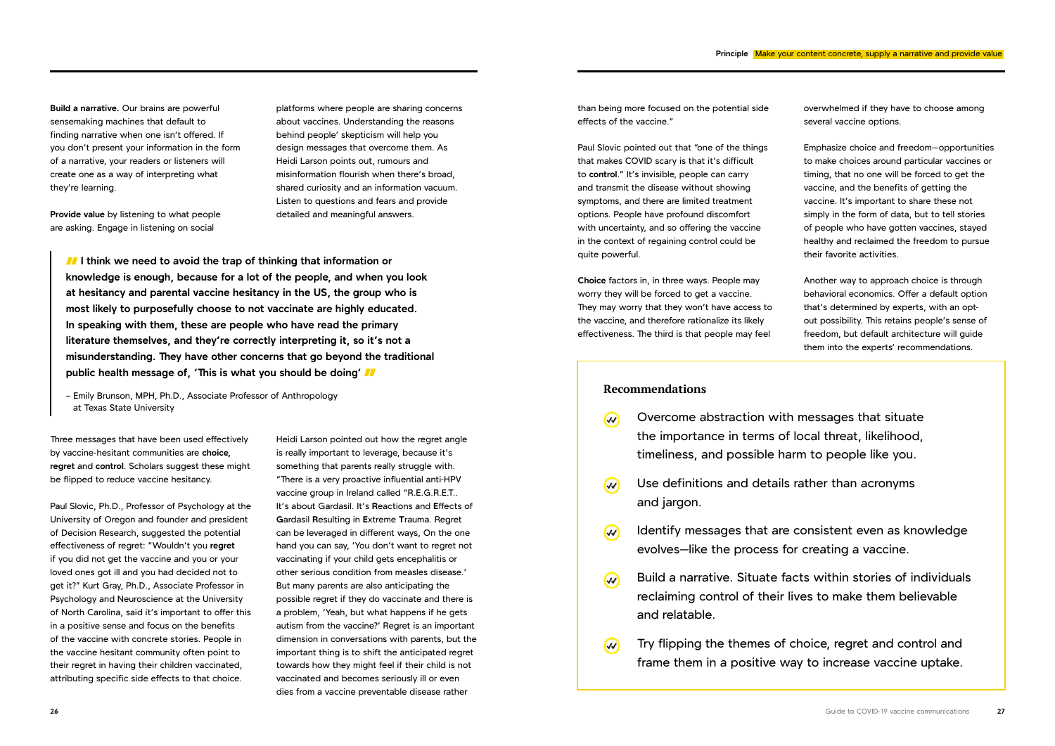**Build a narrative.** Our brains are powerful sensemaking machines that default to finding narrative when one isn't offered. If you don't present your information in the form of a narrative, your readers or listeners will create one as a way of interpreting what they're learning.

**Provide value** by listening to what people are asking. Engage in listening on social platforms where people are sharing concerns about vaccines. Understanding the reasons behind people' skepticism will help you design messages that overcome them. As Heidi Larson points out, rumours and misinformation flourish when there's broad, shared curiosity and an information vacuum. Listen to questions and fears and provide detailed and meaningful answers.

> **I think we need to avoid the trap of thinking that information or knowledge is enough, because for a lot of the people, and when you look at hesitancy and parental vaccine hesitancy in the US, the group who is most likely to purposefully choose to not vaccinate are highly educated. In speaking with them, these are people who have read the primary literature themselves, and they're correctly interpreting it, so it's not a misunderstanding. They have other concerns that go beyond the traditional public health message of, 'This is what you should be doing'**
>
> – Emily Brunson, MPH, Ph.D., Associate Professor of Anthropology at Texas State University

Three messages that have been used effectively by vaccine-hesitant communities are **choice, regret** and **control**. Scholars suggest these might be flipped to reduce vaccine hesitancy.

Paul Slovic, Ph.D., Professor of Psychology at the University of Oregon and founder and president of Decision Research, suggested the potential effectiveness of regret: "Wouldn't you **regret** if you did not get the vaccine and you or your loved ones got ill and you had decided not to get it?" Kurt Gray, Ph.D., Associate Professor in Psychology and Neuroscience at the University of North Carolina, said it's important to offer this in a positive sense and focus on the benefits of the vaccine with concrete stories. People in the vaccine hesitant community often point to their regret in having their children vaccinated, attributing specific side effects to that choice.

Heidi Larson pointed out how the regret angle is really important to leverage, because it's something that parents really struggle with. "There is a very proactive influential anti-HPV vaccine group in Ireland called "R.E.G.R.E.T.. It's about Gardasil. It's **R**eactions and **E**ffects of **G**ardasil **R**esulting in **E**xtreme **T**rauma. Regret can be leveraged in different ways, On the one hand you can say, 'You don't want to regret not vaccinating if your child gets encephalitis or other serious condition from measles disease.' But many parents are also anticipating the possible regret if they do vaccinate and there is a problem, 'Yeah, but what happens if he gets autism from the vaccine?' Regret is an important dimension in conversations with parents, but the important thing is to shift the anticipated regret towards how they might feel if their child is not vaccinated and becomes seriously ill or even dies from a vaccine preventable disease rather than being more focused on the potential side effects of the vaccine."

Paul Slovic pointed out that "one of the things that makes COVID scary is that it's difficult to **control**." It's invisible, people can carry and transmit the disease without showing symptoms, and there are limited treatment options. People have profound discomfort with uncertainty, and so offering the vaccine in the context of regaining control could be quite powerful.

**Choice** factors in, in three ways. People may worry they will be forced to get a vaccine. They may worry that they won't have access to the vaccine, and therefore rationalize its likely effectiveness. The third is that people may feel overwhelmed if they have to choose among several vaccine options.

Emphasize choice and freedom—opportunities to make choices around particular vaccines or timing, that no one will be forced to get the vaccine, and the benefits of getting the vaccine. It's important to share these not simply in the form of data, but to tell stories of people who have gotten vaccines, stayed healthy and reclaimed the freedom to pursue their favorite activities.

Another way to approach choice is through behavioral economics. Offer a default option that's determined by experts, with an opt-out possibility. This retains people's sense of freedom, but default architecture will guide them into the experts' recommendations.

## Recommendations

- Overcome abstraction with messages that situate the importance in terms of local threat, likelihood, timeliness, and possible harm to people like you.
- Use definitions and details rather than acronyms and jargon.
- Identify messages that are consistent even as knowledge evolves—like the process for creating a vaccine.
- Build a narrative. Situate facts within stories of individuals reclaiming control of their lives to make them believable and relatable.
- Try flipping the themes of choice, regret and control and frame them in a positive way to increase vaccine uptake.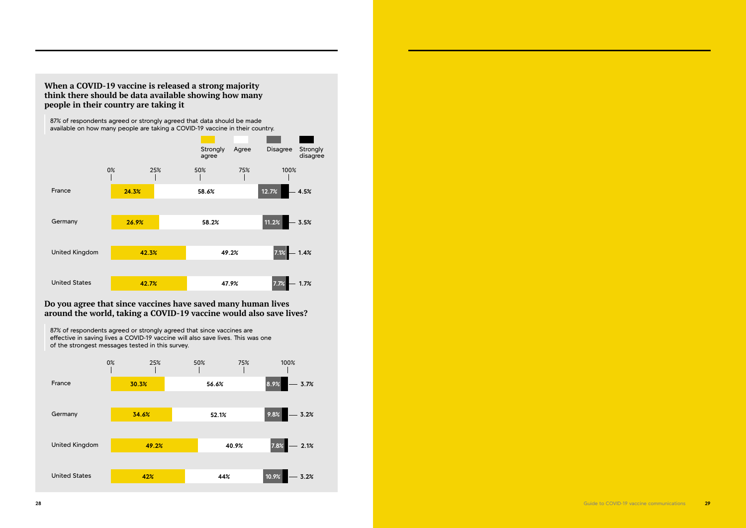### When a COVID-19 vaccine is released a strong majority think there should be data available showing how many people in their country are taking it

87% of respondents agreed or strongly agreed that data should be made available on how many people are taking a COVID-19 vaccine in their country.

| Country | Strongly agree | Agree | Disagree | Strongly disagree |
|---|---|---|---|---|
| France | 24.3% | 58.6% | 12.7% | 4.5% |
| Germany | 26.9% | 58.2% | 11.2% | 3.5% |
| United Kingdom | 42.3% | 49.2% | 7.1% | 1.4% |
| United States | 42.7% | 47.9% | 7.7% | 1.7% |

### Do you agree that since vaccines have saved many human lives around the world, taking a COVID-19 vaccine would also save lives?

87% of respondents agreed or strongly agreed that since vaccines are effective in saving lives a COVID-19 vaccine will also save lives. This was one of the strongest messages tested in this survey.

| Country | Strongly agree | Agree | Disagree | Strongly disagree |
|---|---|---|---|---|
| France | 30.3% | 56.6% | 8.9% | 3.7% |
| Germany | 34.6% | 52.1% | 9.8% | 3.2% |
| United Kingdom | 49.2% | 40.9% | 7.8% | 2.1% |
| United States | 42% | 44% | 10.9% | 3.2% |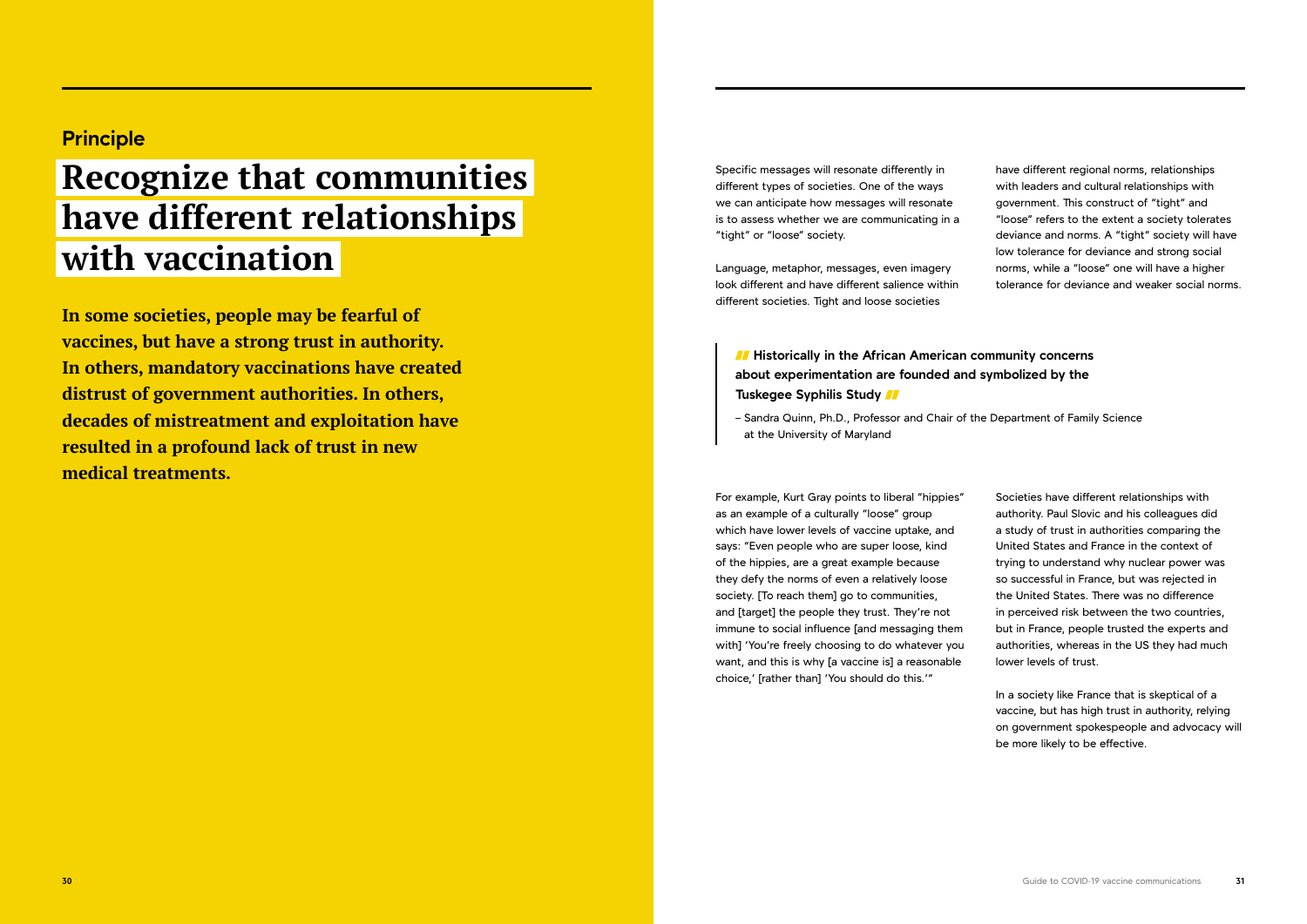Principle

# Recognize that communities have different relationships with vaccination

**In some societies, people may be fearful of vaccines, but have a strong trust in authority. In others, mandatory vaccinations have created distrust of government authorities. In others, decades of mistreatment and exploitation have resulted in a profound lack of trust in new medical treatments.**

Specific messages will resonate differently in different types of societies. One of the ways we can anticipate how messages will resonate is to assess whether we are communicating in a "tight" or "loose" society.

Language, metaphor, messages, even imagery look different and have different salience within different societies. Tight and loose societies have different regional norms, relationships with leaders and cultural relationships with government. This construct of "tight" and "loose" refers to the extent a society tolerates deviance and norms. A "tight" society will have low tolerance for deviance and strong social norms, while a "loose" one will have a higher tolerance for deviance and weaker social norms.

> **" Historically in the African American community concerns about experimentation are founded and symbolized by the Tuskegee Syphilis Study "**
>
> – Sandra Quinn, Ph.D., Professor and Chair of the Department of Family Science at the University of Maryland

For example, Kurt Gray points to liberal "hippies" as an example of a culturally "loose" group which have lower levels of vaccine uptake, and says: "Even people who are super loose, kind of the hippies, are a great example because they defy the norms of even a relatively loose society. [To reach them] go to communities, and [target] the people they trust. They're not immune to social influence [and messaging them with] 'You're freely choosing to do whatever you want, and this is why [a vaccine is] a reasonable choice,' [rather than] 'You should do this.'"

Societies have different relationships with authority. Paul Slovic and his colleagues did a study of trust in authorities comparing the United States and France in the context of trying to understand why nuclear power was so successful in France, but was rejected in the United States. There was no difference in perceived risk between the two countries, but in France, people trusted the experts and authorities, whereas in the US they had much lower levels of trust.

In a society like France that is skeptical of a vaccine, but has high trust in authority, relying on government spokespeople and advocacy will be more likely to be effective.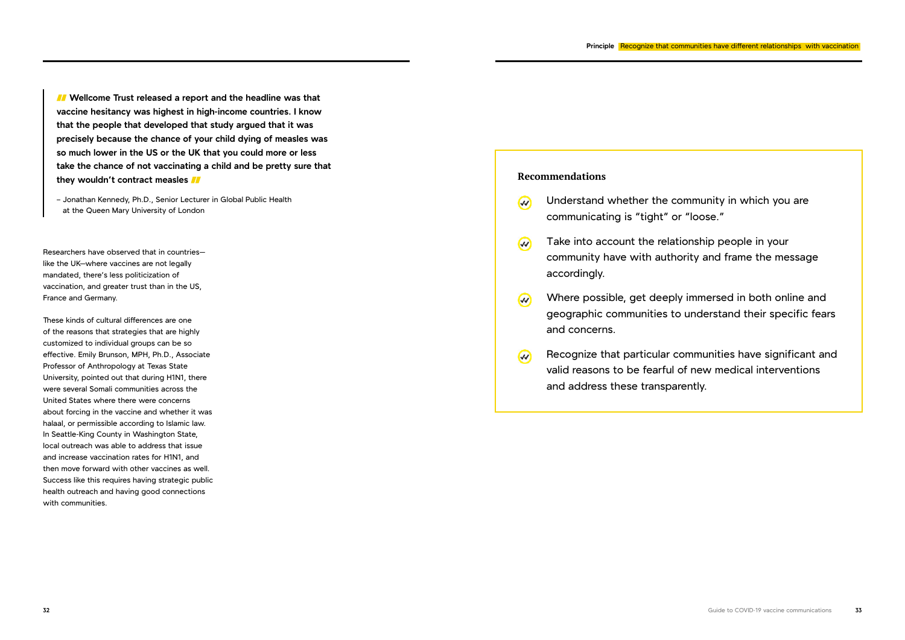> **Wellcome Trust released a report and the headline was that vaccine hesitancy was highest in high-income countries. I know that the people that developed that study argued that it was precisely because the chance of your child dying of measles was so much lower in the US or the UK that you could more or less take the chance of not vaccinating a child and be pretty sure that they wouldn't contract measles**
>
> – Jonathan Kennedy, Ph.D., Senior Lecturer in Global Public Health at the Queen Mary University of London

Researchers have observed that in countries—like the UK—where vaccines are not legally mandated, there's less politicization of vaccination, and greater trust than in the US, France and Germany.

These kinds of cultural differences are one of the reasons that strategies that are highly customized to individual groups can be so effective. Emily Brunson, MPH, Ph.D., Associate Professor of Anthropology at Texas State University, pointed out that during H1N1, there were several Somali communities across the United States where there were concerns about forcing in the vaccine and whether it was halaal, or permissible according to Islamic law. In Seattle-King County in Washington State, local outreach was able to address that issue and increase vaccination rates for H1N1, and then move forward with other vaccines as well. Success like this requires having strategic public health outreach and having good connections with communities.

### Recommendations

- Understand whether the community in which you are communicating is "tight" or "loose."
- Take into account the relationship people in your community have with authority and frame the message accordingly.
- Where possible, get deeply immersed in both online and geographic communities to understand their specific fears and concerns.
- Recognize that particular communities have significant and valid reasons to be fearful of new medical interventions and address these transparently.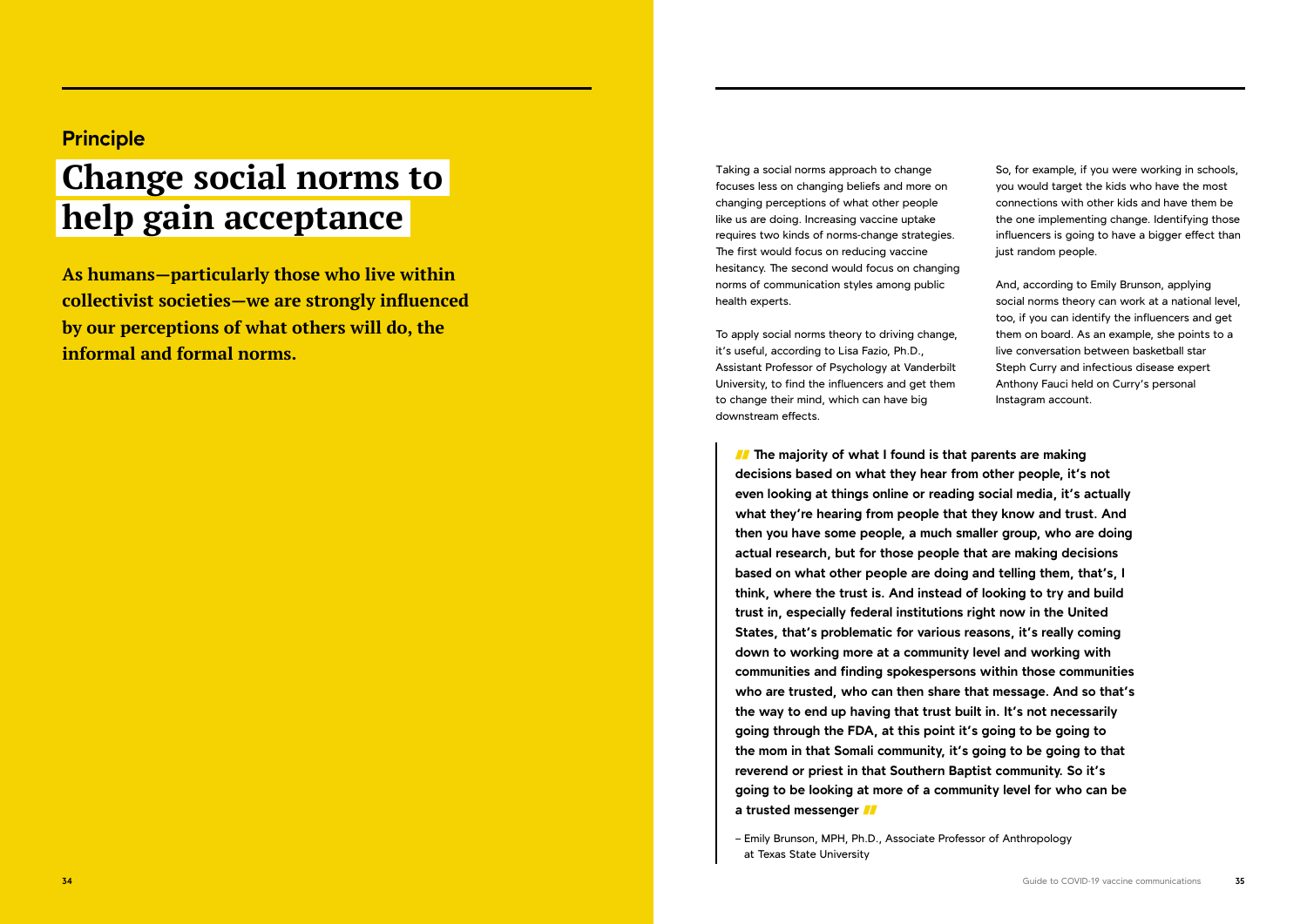Principle

# Change social norms to help gain acceptance

**As humans—particularly those who live within collectivist societies—we are strongly influenced by our perceptions of what others will do, the informal and formal norms.**

Taking a social norms approach to change focuses less on changing beliefs and more on changing perceptions of what other people like us are doing. Increasing vaccine uptake requires two kinds of norms-change strategies. The first would focus on reducing vaccine hesitancy. The second would focus on changing norms of communication styles among public health experts.

To apply social norms theory to driving change, it's useful, according to Lisa Fazio, Ph.D., Assistant Professor of Psychology at Vanderbilt University, to find the influencers and get them to change their mind, which can have big downstream effects.

So, for example, if you were working in schools, you would target the kids who have the most connections with other kids and have them be the one implementing change. Identifying those influencers is going to have a bigger effect than just random people.

And, according to Emily Brunson, applying social norms theory can work at a national level, too, if you can identify the influencers and get them on board. As an example, she points to a live conversation between basketball star Steph Curry and infectious disease expert Anthony Fauci held on Curry's personal Instagram account.

> **"The majority of what I found is that parents are making decisions based on what they hear from other people, it's not even looking at things online or reading social media, it's actually what they're hearing from people that they know and trust. And then you have some people, a much smaller group, who are doing actual research, but for those people that are making decisions based on what other people are doing and telling them, that's, I think, where the trust is. And instead of looking to try and build trust in, especially federal institutions right now in the United States, that's problematic for various reasons, it's really coming down to working more at a community level and working with communities and finding spokespersons within those communities who are trusted, who can then share that message. And so that's the way to end up having that trust built in. It's not necessarily going through the FDA, at this point it's going to be going to the mom in that Somali community, it's going to be going to that reverend or priest in that Southern Baptist community. So it's going to be looking at more of a community level for who can be a trusted messenger"**
>
> – Emily Brunson, MPH, Ph.D., Associate Professor of Anthropology at Texas State University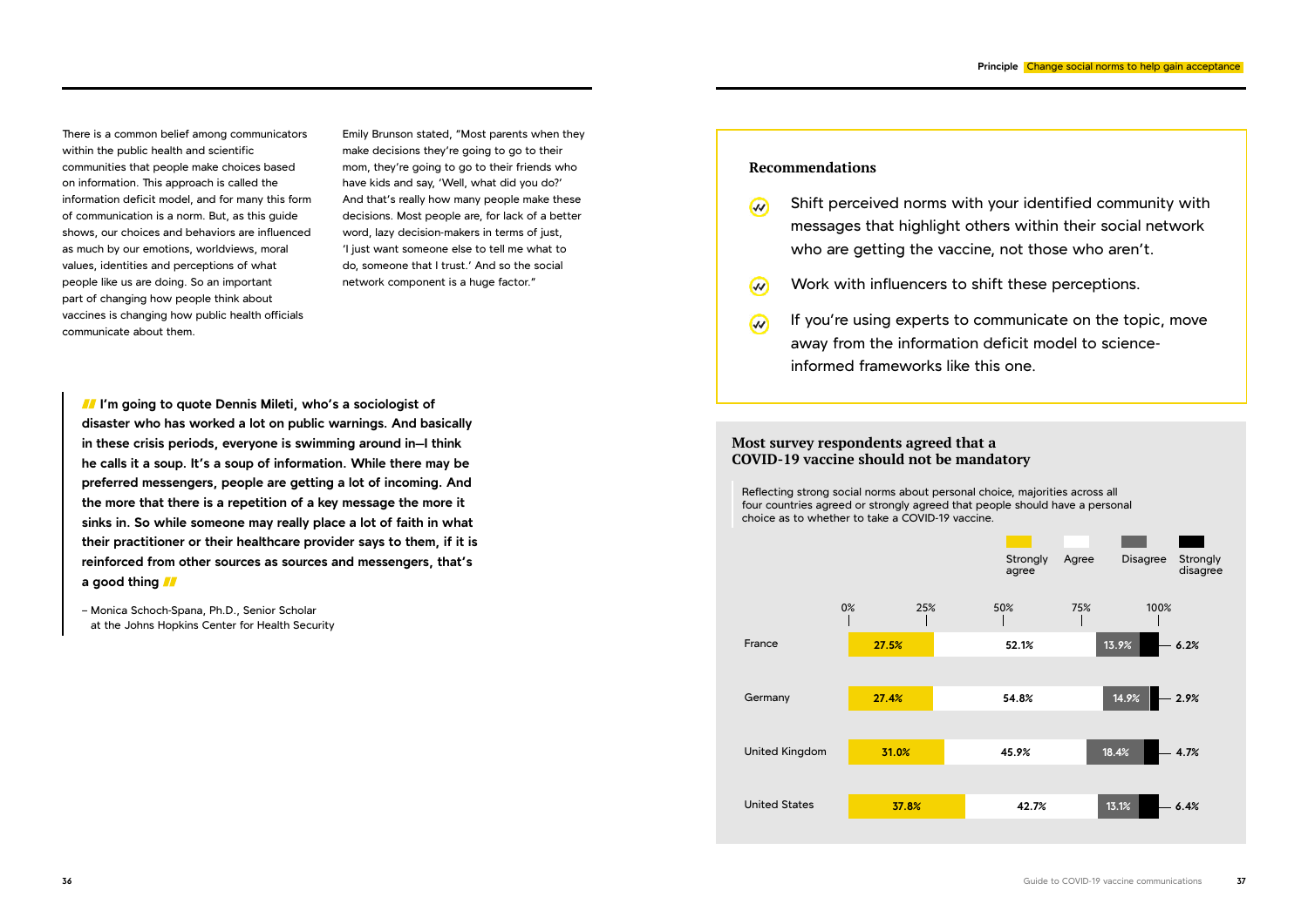There is a common belief among communicators within the public health and scientific communities that people make choices based on information. This approach is called the information deficit model, and for many this form of communication is a norm. But, as this guide shows, our choices and behaviors are influenced as much by our emotions, worldviews, moral values, identities and perceptions of what people like us are doing. So an important part of changing how people think about vaccines is changing how public health officials communicate about them.

Emily Brunson stated, "Most parents when they make decisions they're going to go to their mom, they're going to go to their friends who have kids and say, 'Well, what did you do?' And that's really how many people make these decisions. Most people are, for lack of a better word, lazy decision-makers in terms of just, 'I just want someone else to tell me what to do, someone that I trust.' And so the social network component is a huge factor."

> **I'm going to quote Dennis Mileti, who's a sociologist of disaster who has worked a lot on public warnings. And basically in these crisis periods, everyone is swimming around in—I think he calls it a soup. It's a soup of information. While there may be preferred messengers, people are getting a lot of incoming. And the more that there is a repetition of a key message the more it sinks in. So while someone may really place a lot of faith in what their practitioner or their healthcare provider says to them, if it is reinforced from other sources as sources and messengers, that's a good thing**
>
> – Monica Schoch-Spana, Ph.D., Senior Scholar at the Johns Hopkins Center for Health Security

Principle: Change social norms to help gain acceptance

### Recommendations

- Shift perceived norms with your identified community with messages that highlight others within their social network who are getting the vaccine, not those who aren't.
- Work with influencers to shift these perceptions.
- If you're using experts to communicate on the topic, move away from the information deficit model to science-informed frameworks like this one.

### Most survey respondents agreed that a COVID-19 vaccine should not be mandatory

Reflecting strong social norms about personal choice, majorities across all four countries agreed or strongly agreed that people should have a personal choice as to whether to take a COVID-19 vaccine.

| Country | Strongly agree | Agree | Disagree | Strongly disagree |
|---|---|---|---|---|
| France | 27.5% | 52.1% | 13.9% | 6.2% |
| Germany | 27.4% | 54.8% | 14.9% | 2.9% |
| United Kingdom | 31.0% | 45.9% | 18.4% | 4.7% |
| United States | 37.8% | 42.7% | 13.1% | 6.4% |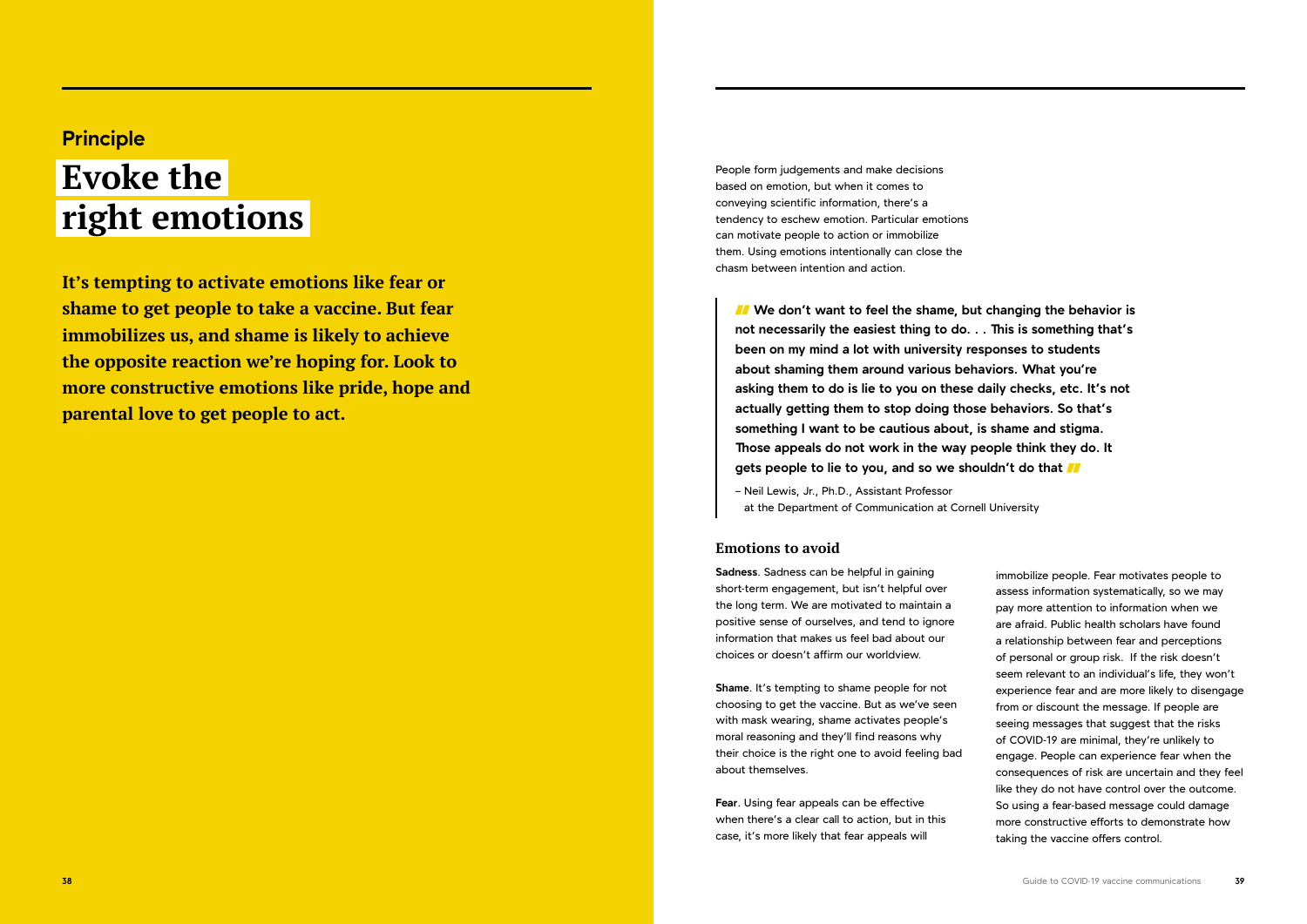Principle

# Evoke the right emotions

**It's tempting to activate emotions like fear or shame to get people to take a vaccine. But fear immobilizes us, and shame is likely to achieve the opposite reaction we're hoping for. Look to more constructive emotions like pride, hope and parental love to get people to act.**

People form judgements and make decisions based on emotion, but when it comes to conveying scientific information, there's a tendency to eschew emotion. Particular emotions can motivate people to action or immobilize them. Using emotions intentionally can close the chasm between intention and action.

> **"We don't want to feel the shame, but changing the behavior is not necessarily the easiest thing to do. . . This is something that's been on my mind a lot with university responses to students about shaming them around various behaviors. What you're asking them to do is lie to you on these daily checks, etc. It's not actually getting them to stop doing those behaviors. So that's something I want to be cautious about, is shame and stigma. Those appeals do not work in the way people think they do. It gets people to lie to you, and so we shouldn't do that"**
>
> – Neil Lewis, Jr., Ph.D., Assistant Professor at the Department of Communication at Cornell University

## Emotions to avoid

**Sadness**. Sadness can be helpful in gaining short-term engagement, but isn't helpful over the long term. We are motivated to maintain a positive sense of ourselves, and tend to ignore information that makes us feel bad about our choices or doesn't affirm our worldview.

**Shame**. It's tempting to shame people for not choosing to get the vaccine. But as we've seen with mask wearing, shame activates people's moral reasoning and they'll find reasons why their choice is the right one to avoid feeling bad about themselves.

**Fear**. Using fear appeals can be effective when there's a clear call to action, but in this case, it's more likely that fear appeals will immobilize people. Fear motivates people to assess information systematically, so we may pay more attention to information when we are afraid. Public health scholars have found a relationship between fear and perceptions of personal or group risk. If the risk doesn't seem relevant to an individual's life, they won't experience fear and are more likely to disengage from or discount the message. If people are seeing messages that suggest that the risks of COVID-19 are minimal, they're unlikely to engage. People can experience fear when the consequences of risk are uncertain and they feel like they do not have control over the outcome. So using a fear-based message could damage more constructive efforts to demonstrate how taking the vaccine offers control.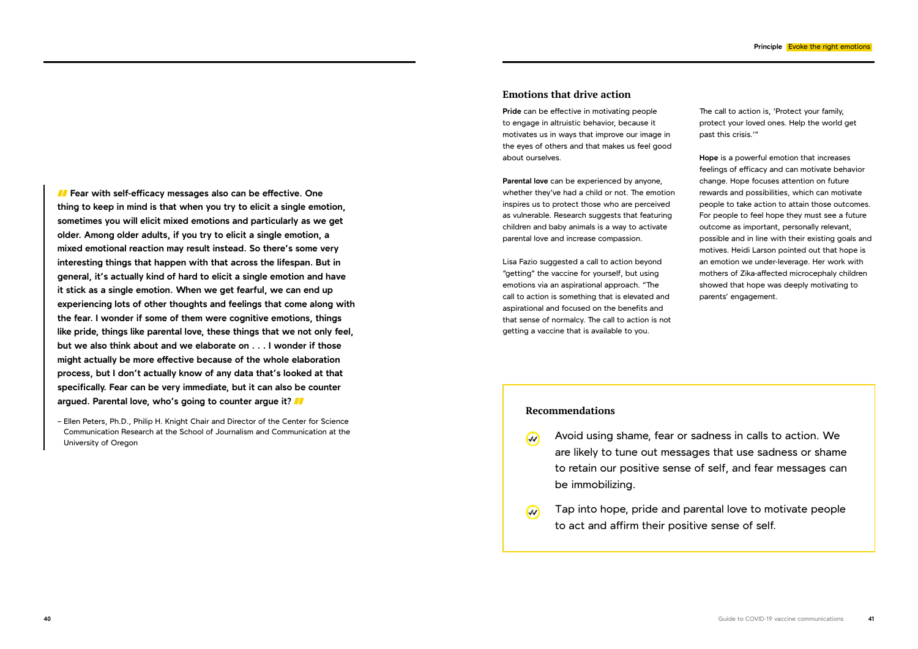> **Fear with self-efficacy messages also can be effective. One thing to keep in mind is that when you try to elicit a single emotion, sometimes you will elicit mixed emotions and particularly as we get older. Among older adults, if you try to elicit a single emotion, a mixed emotional reaction may result instead. So there's some very interesting things that happen with that across the lifespan. But in general, it's actually kind of hard to elicit a single emotion and have it stick as a single emotion. When we get fearful, we can end up experiencing lots of other thoughts and feelings that come along with the fear. I wonder if some of them were cognitive emotions, things like pride, things like parental love, these things that we not only feel, but we also think about and we elaborate on . . . I wonder if those might actually be more effective because of the whole elaboration process, but I don't actually know of any data that's looked at that specifically. Fear can be very immediate, but it can also be counter argued. Parental love, who's going to counter argue it?**
>
> – Ellen Peters, Ph.D., Philip H. Knight Chair and Director of the Center for Science Communication Research at the School of Journalism and Communication at the University of Oregon

## Emotions that drive action

**Pride** can be effective in motivating people to engage in altruistic behavior, because it motivates us in ways that improve our image in the eyes of others and that makes us feel good about ourselves.

**Parental love** can be experienced by anyone, whether they've had a child or not. The emotion inspires us to protect those who are perceived as vulnerable. Research suggests that featuring children and baby animals is a way to activate parental love and increase compassion.

Lisa Fazio suggested a call to action beyond "getting" the vaccine for yourself, but using emotions via an aspirational approach. "The call to action is something that is elevated and aspirational and focused on the benefits and that sense of normalcy. The call to action is not getting a vaccine that is available to you. The call to action is, 'Protect your family, protect your loved ones. Help the world get past this crisis.'"

**Hope** is a powerful emotion that increases feelings of efficacy and can motivate behavior change. Hope focuses attention on future rewards and possibilities, which can motivate people to take action to attain those outcomes. For people to feel hope they must see a future outcome as important, personally relevant, possible and in line with their existing goals and motives. Heidi Larson pointed out that hope is an emotion we under-leverage. Her work with mothers of Zika-affected microcephaly children showed that hope was deeply motivating to parents' engagement.

### Recommendations

- Avoid using shame, fear or sadness in calls to action. We are likely to tune out messages that use sadness or shame to retain our positive sense of self, and fear messages can be immobilizing.
- Tap into hope, pride and parental love to motivate people to act and affirm their positive sense of self.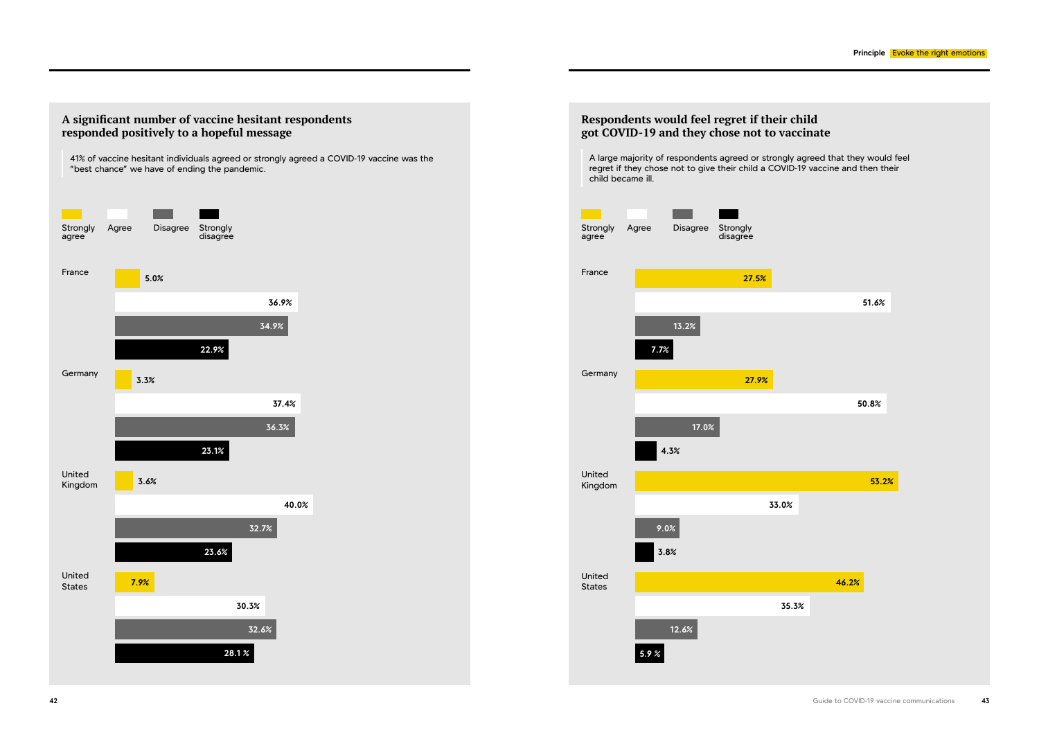## A significant number of vaccine hesitant respondents responded positively to a hopeful message

41% of vaccine hesitant individuals agreed or strongly agreed a COVID-19 vaccine was the "best chance" we have of ending the pandemic.

| Country | Strongly agree | Agree | Disagree | Strongly disagree |
| --- | --- | --- | --- | --- |
| France | 5.0% | 36.9% | 34.9% | 22.9% |
| Germany | 3.3% | 37.4% | 36.3% | 23.1% |
| United Kingdom | 3.6% | 40.0% | 32.7% | 23.6% |
| United States | 7.9% | 30.3% | 32.6% | 28.1 % |

## Respondents would feel regret if their child got COVID-19 and they chose not to vaccinate

A large majority of respondents agreed or strongly agreed that they would feel regret if they chose not to give their child a COVID-19 vaccine and then their child became ill.

| Country | Strongly agree | Agree | Disagree | Strongly disagree |
| --- | --- | --- | --- | --- |
| France | 27.5% | 51.6% | 13.2% | 7.7% |
| Germany | 27.9% | 50.8% | 17.0% | 4.3% |
| United Kingdom | 53.2% | 33.0% | 9.0% | 3.8% |
| United States | 46.2% | 35.3% | 12.6% | 5.9 % |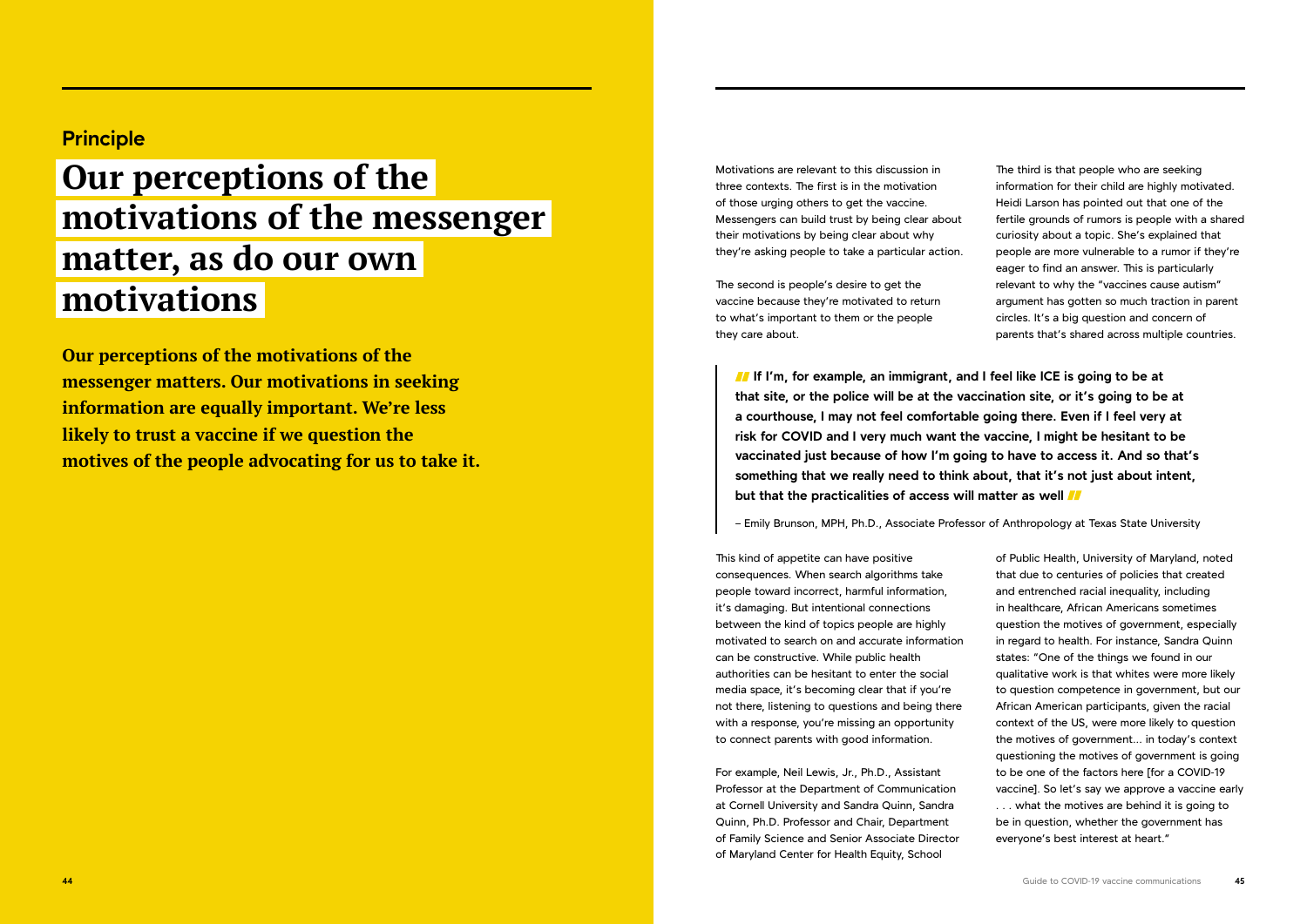## Principle

# Our perceptions of the motivations of the messenger matter, as do our own motivations

**Our perceptions of the motivations of the messenger matters. Our motivations in seeking information are equally important. We're less likely to trust a vaccine if we question the motives of the people advocating for us to take it.**

Motivations are relevant to this discussion in three contexts. The first is in the motivation of those urging others to get the vaccine. Messengers can build trust by being clear about their motivations by being clear about why they're asking people to take a particular action.

The second is people's desire to get the vaccine because they're motivated to return to what's important to them or the people they care about.

The third is that people who are seeking information for their child are highly motivated. Heidi Larson has pointed out that one of the fertile grounds of rumors is people with a shared curiosity about a topic. She's explained that people are more vulnerable to a rumor if they're eager to find an answer. This is particularly relevant to why the "vaccines cause autism" argument has gotten so much traction in parent circles. It's a big question and concern of parents that's shared across multiple countries.

> **"If I'm, for example, an immigrant, and I feel like ICE is going to be at that site, or the police will be at the vaccination site, or it's going to be at a courthouse, I may not feel comfortable going there. Even if I feel very at risk for COVID and I very much want the vaccine, I might be hesitant to be vaccinated just because of how I'm going to have to access it. And so that's something that we really need to think about, that it's not just about intent, but that the practicalities of access will matter as well"**
>
> – Emily Brunson, MPH, Ph.D., Associate Professor of Anthropology at Texas State University

This kind of appetite can have positive consequences. When search algorithms take people toward incorrect, harmful information, it's damaging. But intentional connections between the kind of topics people are highly motivated to search on and accurate information can be constructive. While public health authorities can be hesitant to enter the social media space, it's becoming clear that if you're not there, listening to questions and being there with a response, you're missing an opportunity to connect parents with good information.

For example, Neil Lewis, Jr., Ph.D., Assistant Professor at the Department of Communication at Cornell University and Sandra Quinn, Sandra Quinn, Ph.D. Professor and Chair, Department of Family Science and Senior Associate Director of Maryland Center for Health Equity, School of Public Health, University of Maryland, noted that due to centuries of policies that created and entrenched racial inequality, including in healthcare, African Americans sometimes question the motives of government, especially in regard to health. For instance, Sandra Quinn states: "One of the things we found in our qualitative work is that whites were more likely to question competence in government, but our African American participants, given the racial context of the US, were more likely to question the motives of government... in today's context questioning the motives of government is going to be one of the factors here [for a COVID-19 vaccine]. So let's say we approve a vaccine early . . . what the motives are behind it is going to be in question, whether the government has everyone's best interest at heart."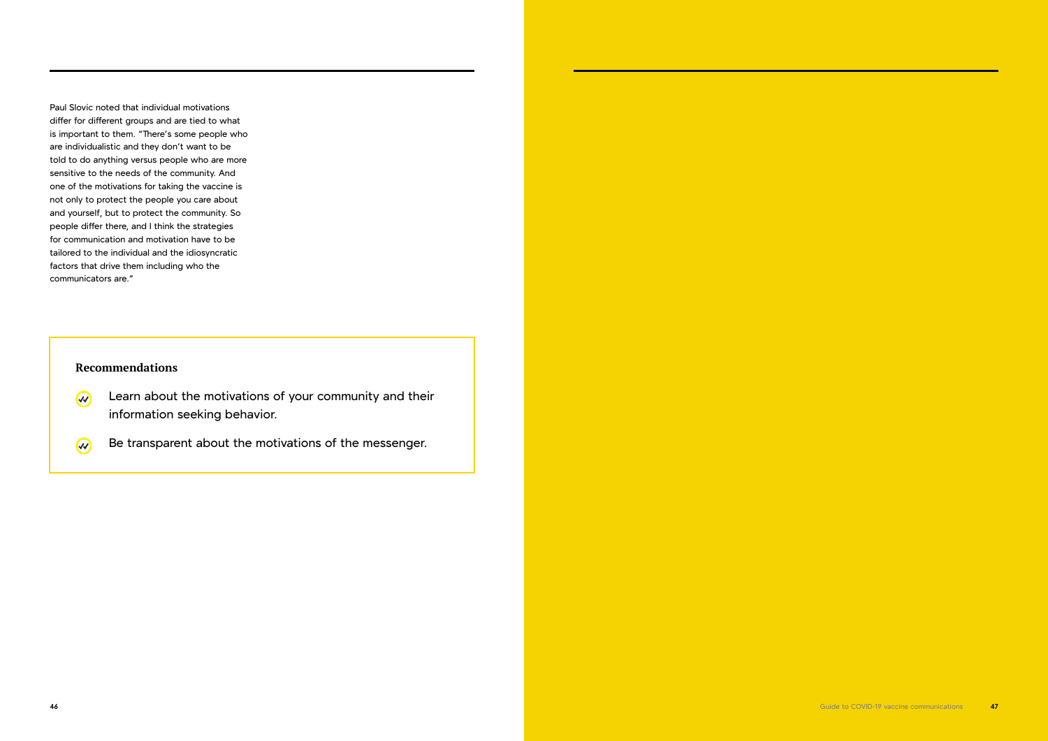Paul Slovic noted that individual motivations differ for different groups and are tied to what is important to them. "There's some people who are individualistic and they don't want to be told to do anything versus people who are more sensitive to the needs of the community. And one of the motivations for taking the vaccine is not only to protect the people you care about and yourself, but to protect the community. So people differ there, and I think the strategies for communication and motivation have to be tailored to the individual and the idiosyncratic factors that drive them including who the communicators are."

**Recommendations**

- Learn about the motivations of your community and their information seeking behavior.
- Be transparent about the motivations of the messenger.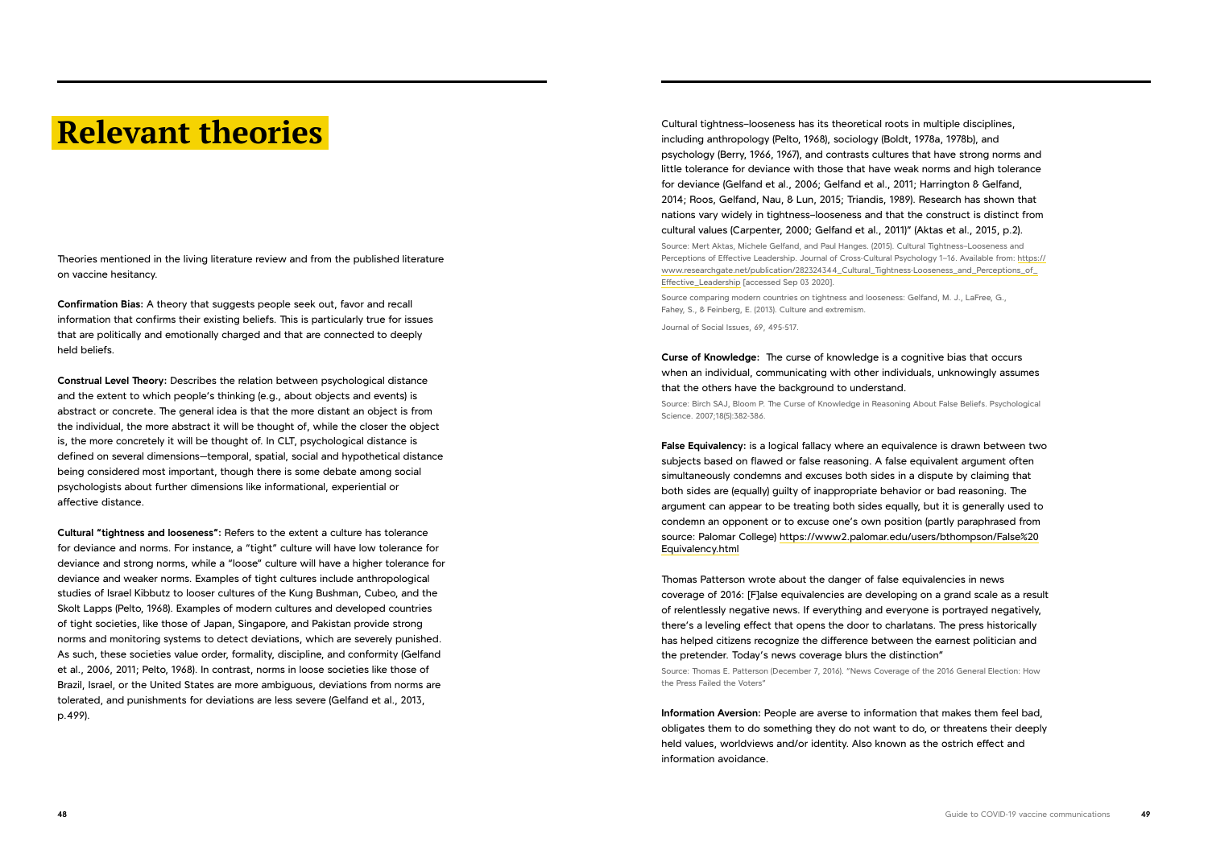# Relevant theories

Theories mentioned in the living literature review and from the published literature on vaccine hesitancy.

**Confirmation Bias:** A theory that suggests people seek out, favor and recall information that confirms their existing beliefs. This is particularly true for issues that are politically and emotionally charged and that are connected to deeply held beliefs.

**Construal Level Theory:** Describes the relation between psychological distance and the extent to which people's thinking (e.g., about objects and events) is abstract or concrete. The general idea is that the more distant an object is from the individual, the more abstract it will be thought of, while the closer the object is, the more concretely it will be thought of. In CLT, psychological distance is defined on several dimensions—temporal, spatial, social and hypothetical distance being considered most important, though there is some debate among social psychologists about further dimensions like informational, experiential or affective distance.

**Cultural "tightness and looseness":** Refers to the extent a culture has tolerance for deviance and norms. For instance, a "tight" culture will have low tolerance for deviance and strong norms, while a "loose" culture will have a higher tolerance for deviance and weaker norms. Examples of tight cultures include anthropological studies of Israel Kibbutz to looser cultures of the Kung Bushman, Cubeo, and the Skolt Lapps (Pelto, 1968). Examples of modern cultures and developed countries of tight societies, like those of Japan, Singapore, and Pakistan provide strong norms and monitoring systems to detect deviations, which are severely punished. As such, these societies value order, formality, discipline, and conformity (Gelfand et al., 2006, 2011; Pelto, 1968). In contrast, norms in loose societies like those of Brazil, Israel, or the United States are more ambiguous, deviations from norms are tolerated, and punishments for deviations are less severe (Gelfand et al., 2013, p.499).

Cultural tightness–looseness has its theoretical roots in multiple disciplines, including anthropology (Pelto, 1968), sociology (Boldt, 1978a, 1978b), and psychology (Berry, 1966, 1967), and contrasts cultures that have strong norms and little tolerance for deviance with those that have weak norms and high tolerance for deviance (Gelfand et al., 2006; Gelfand et al., 2011; Harrington & Gelfand, 2014; Roos, Gelfand, Nau, & Lun, 2015; Triandis, 1989). Research has shown that nations vary widely in tightness–looseness and that the construct is distinct from cultural values (Carpenter, 2000; Gelfand et al., 2011)" (Aktas et al., 2015, p.2).

Source: Mert Aktas, Michele Gelfand, and Paul Hanges. (2015). Cultural Tightness–Looseness and Perceptions of Effective Leadership. Journal of Cross-Cultural Psychology 1–16. Available from: https://www.researchgate.net/publication/282324344_Cultural_Tightness-Looseness_and_Perceptions_of_Effective_Leadership [accessed Sep 03 2020].

Source comparing modern countries on tightness and looseness: Gelfand, M. J., LaFree, G., Fahey, S., & Feinberg, E. (2013). Culture and extremism.

Journal of Social Issues, 69, 495-517.

**Curse of Knowledge:** The curse of knowledge is a cognitive bias that occurs when an individual, communicating with other individuals, unknowingly assumes that the others have the background to understand.

Source: Birch SAJ, Bloom P. The Curse of Knowledge in Reasoning About False Beliefs. Psychological Science. 2007;18(5):382-386.

**False Equivalency:** is a logical fallacy where an equivalence is drawn between two subjects based on flawed or false reasoning. A false equivalent argument often simultaneously condemns and excuses both sides in a dispute by claiming that both sides are (equally) guilty of inappropriate behavior or bad reasoning. The argument can appear to be treating both sides equally, but it is generally used to condemn an opponent or to excuse one's own position (partly paraphrased from source: Palomar College) https://www2.palomar.edu/users/bthompson/False%20Equivalency.html

Thomas Patterson wrote about the danger of false equivalencies in news coverage of 2016: [F]alse equivalencies are developing on a grand scale as a result of relentlessly negative news. If everything and everyone is portrayed negatively, there's a leveling effect that opens the door to charlatans. The press historically has helped citizens recognize the difference between the earnest politician and the pretender. Today's news coverage blurs the distinction"

Source: Thomas E. Patterson (December 7, 2016). "News Coverage of the 2016 General Election: How the Press Failed the Voters"

**Information Aversion:** People are averse to information that makes them feel bad, obligates them to do something they do not want to do, or threatens their deeply held values, worldviews and/or identity. Also known as the ostrich effect and information avoidance.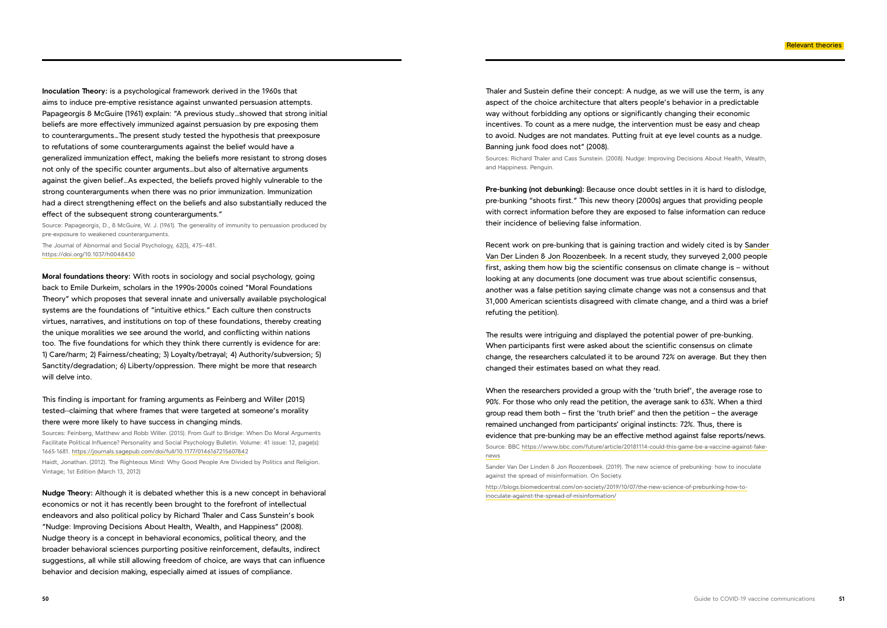**Inoculation Theory:** is a psychological framework derived in the 1960s that aims to induce pre-emptive resistance against unwanted persuasion attempts. Papageorgis & McGuire (1961) explain: "A previous study…showed that strong initial beliefs are more effectively immunized against persuasion by pre exposing them to counterarguments…The present study tested the hypothesis that preexposure to refutations of some counterarguments against the belief would have a generalized immunization effect, making the beliefs more resistant to strong doses not only of the specific counter arguments…but also of alternative arguments against the given belief…As expected, the beliefs proved highly vulnerable to the strong counterarguments when there was no prior immunization. Immunization had a direct strengthening effect on the beliefs and also substantially reduced the effect of the subsequent strong counterarguments."

Source: Papageorgis, D., & McGuire, W. J. (1961). The generality of immunity to persuasion produced by pre-exposure to weakened counterarguments.

The Journal of Abnormal and Social Psychology, 62(3), 475–481. https://doi.org/10.1037/h0048430

**Moral foundations theory:** With roots in sociology and social psychology, going back to Emile Durkeim, scholars in the 1990s-2000s coined "Moral Foundations Theory" which proposes that several innate and universally available psychological systems are the foundations of "intuitive ethics." Each culture then constructs virtues, narratives, and institutions on top of these foundations, thereby creating the unique moralities we see around the world, and conflicting within nations too. The five foundations for which they think there currently is evidence for are: 1) Care/harm; 2) Fairness/cheating; 3) Loyalty/betrayal; 4) Authority/subversion; 5) Sanctity/degradation; 6) Liberty/oppression. There might be more that research will delve into.

This finding is important for framing arguments as Feinberg and Willer (2015) tested--claiming that where frames that were targeted at someone's morality there were more likely to have success in changing minds.

Sources: Feinberg, Matthew and Robb Willer. (2015). From Gulf to Bridge: When Do Moral Arguments Facilitate Political Influence? Personality and Social Psychology Bulletin. Volume: 41 issue: 12, page(s): 1665-1681. https://journals.sagepub.com/doi/full/10.1177/0146167215607842

Haidt, Jonathan. (2012). The Righteous Mind: Why Good People Are Divided by Politics and Religion. Vintage; 1st Edition (March 13, 2012)

**Nudge Theory:** Although it is debated whether this is a new concept in behavioral economics or not it has recently been brought to the forefront of intellectual endeavors and also political policy by Richard Thaler and Cass Sunstein's book "Nudge: Improving Decisions About Health, Wealth, and Happiness" (2008). Nudge theory is a concept in behavioral economics, political theory, and the broader behavioral sciences purporting positive reinforcement, defaults, indirect suggestions, all while still allowing freedom of choice, are ways that can influence behavior and decision making, especially aimed at issues of compliance.

Thaler and Sustein define their concept: A nudge, as we will use the term, is any aspect of the choice architecture that alters people's behavior in a predictable way without forbidding any options or significantly changing their economic incentives. To count as a mere nudge, the intervention must be easy and cheap to avoid. Nudges are not mandates. Putting fruit at eye level counts as a nudge. Banning junk food does not" (2008).

Sources: Richard Thaler and Cass Sunstein. (2008). Nudge: Improving Decisions About Health, Wealth, and Happiness. Penguin.

**Pre-bunking (not debunking):** Because once doubt settles in it is hard to dislodge, pre-bunking "shoots first." This new theory (2000s) argues that providing people with correct information before they are exposed to false information can reduce their incidence of believing false information.

Recent work on pre-bunking that is gaining traction and widely cited is by Sander Van Der Linden & Jon Roozenbeek. In a recent study, they surveyed 2,000 people first, asking them how big the scientific consensus on climate change is – without looking at any documents (one document was true about scientific consensus, another was a false petition saying climate change was not a consensus and that 31,000 American scientists disagreed with climate change, and a third was a brief refuting the petition).

The results were intriguing and displayed the potential power of pre-bunking. When participants first were asked about the scientific consensus on climate change, the researchers calculated it to be around 72% on average. But they then changed their estimates based on what they read.

When the researchers provided a group with the 'truth brief', the average rose to 90%. For those who only read the petition, the average sank to 63%. When a third group read them both – first the 'truth brief' and then the petition – the average remained unchanged from participants' original instincts: 72%. Thus, there is evidence that pre-bunking may be an effective method against false reports/news.

Source: BBC https://www.bbc.com/future/article/20181114-could-this-game-be-a-vaccine-against-fake-news

Sander Van Der Linden & Jon Roozenbeek. (2019). The new science of prebunking: how to inoculate against the spread of misinformation. On Society.

http://blogs.biomedcentral.com/on-society/2019/10/07/the-new-science-of-prebunking-how-to-inoculate-against-the-spread-of-misinformation/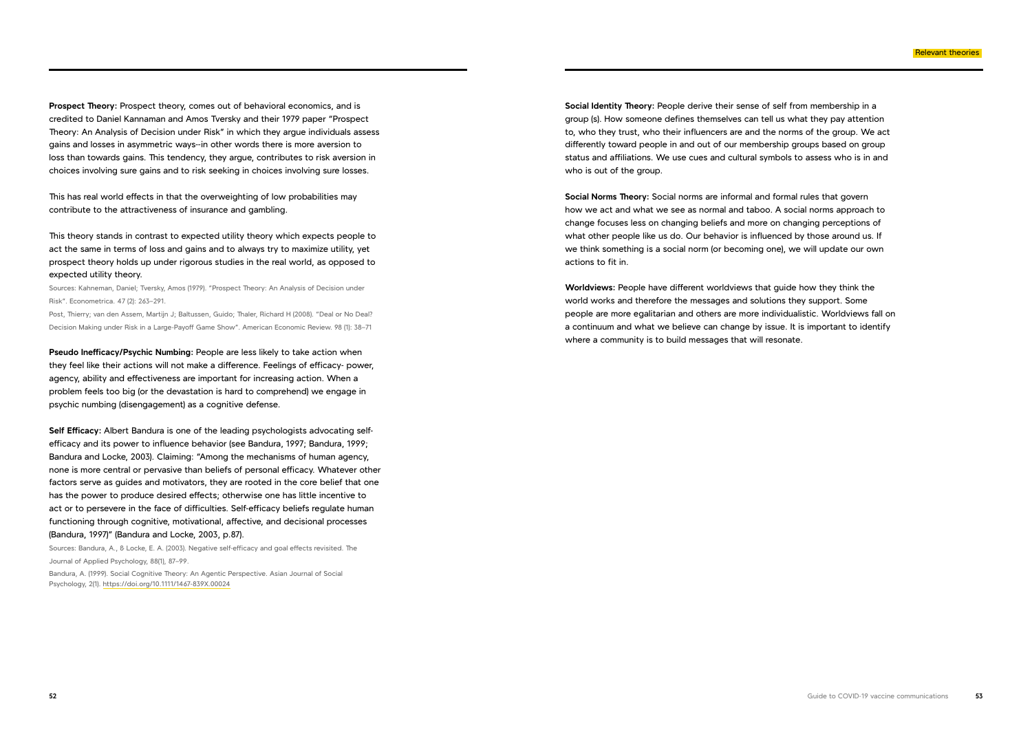**Prospect Theory:** Prospect theory, comes out of behavioral economics, and is credited to Daniel Kannaman and Amos Tversky and their 1979 paper "Prospect Theory: An Analysis of Decision under Risk" in which they argue individuals assess gains and losses in asymmetric ways--in other words there is more aversion to loss than towards gains. This tendency, they argue, contributes to risk aversion in choices involving sure gains and to risk seeking in choices involving sure losses.

This has real world effects in that the overweighting of low probabilities may contribute to the attractiveness of insurance and gambling.

This theory stands in contrast to expected utility theory which expects people to act the same in terms of loss and gains and to always try to maximize utility, yet prospect theory holds up under rigorous studies in the real world, as opposed to expected utility theory.

Sources: Kahneman, Daniel; Tversky, Amos (1979). "Prospect Theory: An Analysis of Decision under Risk". Econometrica. 47 (2): 263–291.

Post, Thierry; van den Assem, Martijn J; Baltussen, Guido; Thaler, Richard H (2008). "Deal or No Deal? Decision Making under Risk in a Large-Payoff Game Show". American Economic Review. 98 (1): 38–71

**Pseudo Inefficacy/Psychic Numbing:** People are less likely to take action when they feel like their actions will not make a difference. Feelings of efficacy- power, agency, ability and effectiveness are important for increasing action. When a problem feels too big (or the devastation is hard to comprehend) we engage in psychic numbing (disengagement) as a cognitive defense.

**Self Efficacy:** Albert Bandura is one of the leading psychologists advocating self-efficacy and its power to influence behavior (see Bandura, 1997; Bandura, 1999; Bandura and Locke, 2003). Claiming: "Among the mechanisms of human agency, none is more central or pervasive than beliefs of personal efficacy. Whatever other factors serve as guides and motivators, they are rooted in the core belief that one has the power to produce desired effects; otherwise one has little incentive to act or to persevere in the face of difficulties. Self-efficacy beliefs regulate human functioning through cognitive, motivational, affective, and decisional processes (Bandura, 1997)" (Bandura and Locke, 2003, p.87).

Sources: Bandura, A., & Locke, E. A. (2003). Negative self-efficacy and goal effects revisited. The Journal of Applied Psychology, 88(1), 87–99.

Bandura, A. (1999). Social Cognitive Theory: An Agentic Perspective. Asian Journal of Social Psychology, 2(1). https://doi.org/10.1111/1467-839X.00024

**Social Identity Theory:** People derive their sense of self from membership in a group (s). How someone defines themselves can tell us what they pay attention to, who they trust, who their influencers are and the norms of the group. We act differently toward people in and out of our membership groups based on group status and affiliations. We use cues and cultural symbols to assess who is in and who is out of the group.

**Social Norms Theory:** Social norms are informal and formal rules that govern how we act and what we see as normal and taboo. A social norms approach to change focuses less on changing beliefs and more on changing perceptions of what other people like us do. Our behavior is influenced by those around us. If we think something is a social norm (or becoming one), we will update our own actions to fit in.

**Worldviews:** People have different worldviews that guide how they think the world works and therefore the messages and solutions they support. Some people are more egalitarian and others are more individualistic. Worldviews fall on a continuum and what we believe can change by issue. It is important to identify where a community is to build messages that will resonate.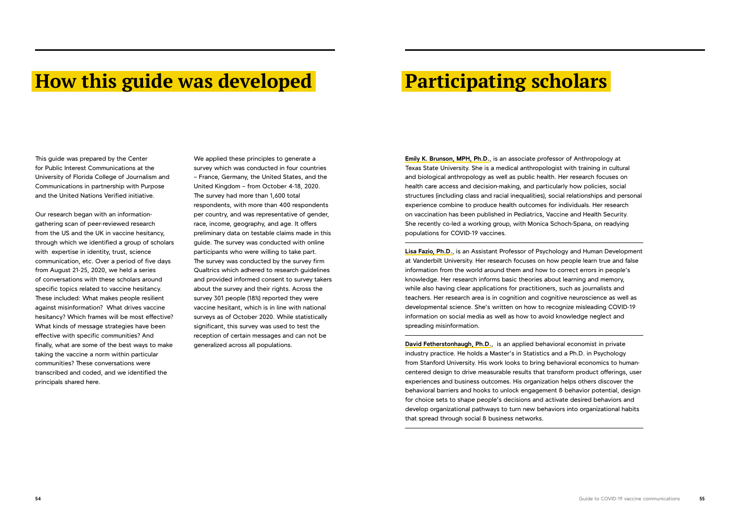# How this guide was developed

This guide was prepared by the Center for Public Interest Communications at the University of Florida College of Journalism and Communications in partnership with Purpose and the United Nations Verified initiative.

Our research began with an information-gathering scan of peer-reviewed research from the US and the UK in vaccine hesitancy, through which we identified a group of scholars with expertise in identity, trust, science communication, etc. Over a period of five days from August 21-25, 2020, we held a series of conversations with these scholars around specific topics related to vaccine hesitancy. These included: What makes people resilient against misinformation? What drives vaccine hesitancy? Which frames will be most effective? What kinds of message strategies have been effective with specific communities? And finally, what are some of the best ways to make taking the vaccine a norm within particular communities? These conversations were transcribed and coded, and we identified the principals shared here.

We applied these principles to generate a survey which was conducted in four countries – France, Germany, the United States, and the United Kingdom – from October 4-18, 2020. The survey had more than 1,600 total respondents, with more than 400 respondents per country, and was representative of gender, race, income, geography, and age. It offers preliminary data on testable claims made in this guide. The survey was conducted with online participants who were willing to take part. The survey was conducted by the survey firm Qualtrics which adhered to research guidelines and provided informed consent to survey takers about the survey and their rights. Across the survey 301 people (18%) reported they were vaccine hesitant, which is in line with national surveys as of October 2020. While statistically significant, this survey was used to test the reception of certain messages and can not be generalized across all populations.

# Participating scholars

**Emily K. Brunson, MPH, Ph.D.**, is an associate professor of Anthropology at Texas State University. She is a medical anthropologist with training in cultural and biological anthropology as well as public health. Her research focuses on health care access and decision-making, and particularly how policies, social structures (including class and racial inequalities), social relationships and personal experience combine to produce health outcomes for individuals. Her research on vaccination has been published in Pediatrics, Vaccine and Health Security. She recently co-led a working group, with Monica Schoch-Spana, on readying populations for COVID-19 vaccines.

**Lisa Fazio, Ph.D.**, is an Assistant Professor of Psychology and Human Development at Vanderbilt University. Her research focuses on how people learn true and false information from the world around them and how to correct errors in people's knowledge. Her research informs basic theories about learning and memory, while also having clear applications for practitioners, such as journalists and teachers. Her research area is in cognition and cognitive neuroscience as well as developmental science. She's written on how to recognize misleading COVID-19 information on social media as well as how to avoid knowledge neglect and spreading misinformation.

**David Fetherstonhaugh, Ph.D.**, is an applied behavioral economist in private industry practice. He holds a Master's in Statistics and a Ph.D. in Psychology from Stanford University. His work looks to bring behavioral economics to human-centered design to drive measurable results that transform product offerings, user experiences and business outcomes. His organization helps others discover the behavioral barriers and hooks to unlock engagement & behavior potential, design for choice sets to shape people's decisions and activate desired behaviors and develop organizational pathways to turn new behaviors into organizational habits that spread through social & business networks.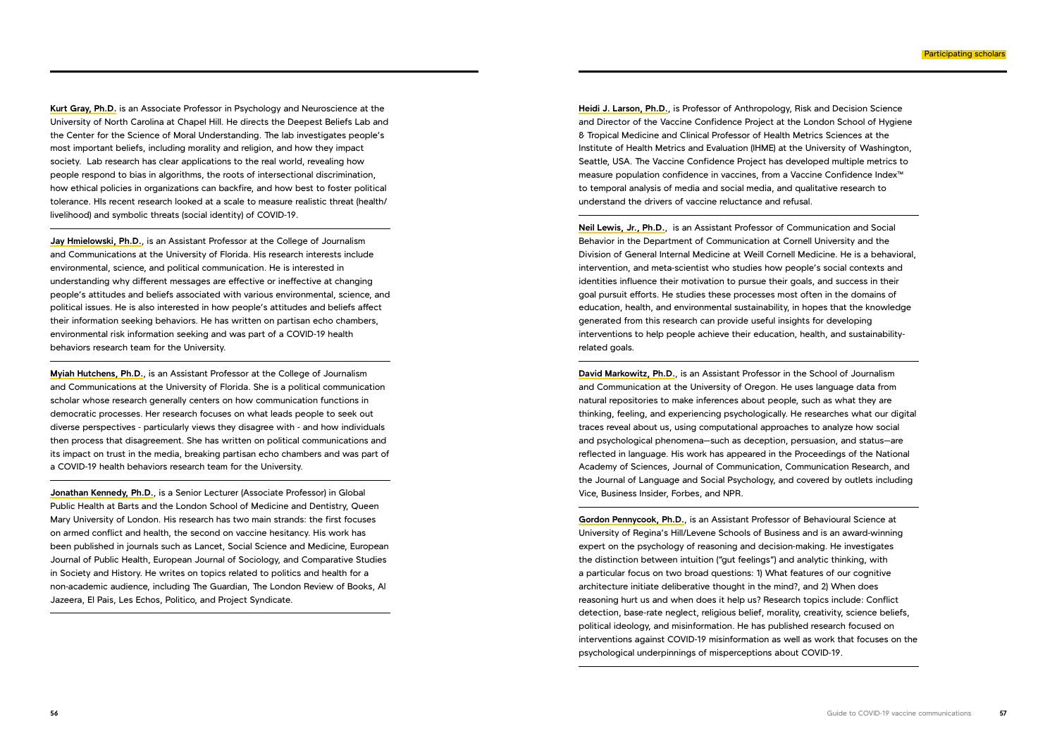**Kurt Gray, Ph.D.** is an Associate Professor in Psychology and Neuroscience at the University of North Carolina at Chapel Hill. He directs the Deepest Beliefs Lab and the Center for the Science of Moral Understanding. The lab investigates people's most important beliefs, including morality and religion, and how they impact society. Lab research has clear applications to the real world, revealing how people respond to bias in algorithms, the roots of intersectional discrimination, how ethical policies in organizations can backfire, and how best to foster political tolerance. HIs recent research looked at a scale to measure realistic threat (health/livelihood) and symbolic threats (social identity) of COVID-19.

---

**Jay Hmielowski, Ph.D.**, is an Assistant Professor at the College of Journalism and Communications at the University of Florida. His research interests include environmental, science, and political communication. He is interested in understanding why different messages are effective or ineffective at changing people's attitudes and beliefs associated with various environmental, science, and political issues. He is also interested in how people's attitudes and beliefs affect their information seeking behaviors. He has written on partisan echo chambers, environmental risk information seeking and was part of a COVID-19 health behaviors research team for the University.

---

**Myiah Hutchens, Ph.D.**, is an Assistant Professor at the College of Journalism and Communications at the University of Florida. She is a political communication scholar whose research generally centers on how communication functions in democratic processes. Her research focuses on what leads people to seek out diverse perspectives - particularly views they disagree with - and how individuals then process that disagreement. She has written on political communications and its impact on trust in the media, breaking partisan echo chambers and was part of a COVID-19 health behaviors research team for the University.

---

**Jonathan Kennedy, Ph.D.**, is a Senior Lecturer (Associate Professor) in Global Public Health at Barts and the London School of Medicine and Dentistry, Queen Mary University of London. His research has two main strands: the first focuses on armed conflict and health, the second on vaccine hesitancy. His work has been published in journals such as Lancet, Social Science and Medicine, European Journal of Public Health, European Journal of Sociology, and Comparative Studies in Society and History. He writes on topics related to politics and health for a non-academic audience, including The Guardian, The London Review of Books, Al Jazeera, El Pais, Les Echos, Politico, and Project Syndicate.

---

**Heidi J. Larson, Ph.D.**, is Professor of Anthropology, Risk and Decision Science and Director of the Vaccine Confidence Project at the London School of Hygiene & Tropical Medicine and Clinical Professor of Health Metrics Sciences at the Institute of Health Metrics and Evaluation (IHME) at the University of Washington, Seattle, USA. The Vaccine Confidence Project has developed multiple metrics to measure population confidence in vaccines, from a Vaccine Confidence Index™ to temporal analysis of media and social media, and qualitative research to understand the drivers of vaccine reluctance and refusal.

---

**Neil Lewis, Jr., Ph.D.**, is an Assistant Professor of Communication and Social Behavior in the Department of Communication at Cornell University and the Division of General Internal Medicine at Weill Cornell Medicine. He is a behavioral, intervention, and meta-scientist who studies how people's social contexts and identities influence their motivation to pursue their goals, and success in their goal pursuit efforts. He studies these processes most often in the domains of education, health, and environmental sustainability, in hopes that the knowledge generated from this research can provide useful insights for developing interventions to help people achieve their education, health, and sustainability-related goals.

---

**David Markowitz, Ph.D.**, is an Assistant Professor in the School of Journalism and Communication at the University of Oregon. He uses language data from natural repositories to make inferences about people, such as what they are thinking, feeling, and experiencing psychologically. He researches what our digital traces reveal about us, using computational approaches to analyze how social and psychological phenomena—such as deception, persuasion, and status—are reflected in language. His work has appeared in the Proceedings of the National Academy of Sciences, Journal of Communication, Communication Research, and the Journal of Language and Social Psychology, and covered by outlets including Vice, Business Insider, Forbes, and NPR.

---

**Gordon Pennycook, Ph.D.**, is an Assistant Professor of Behavioural Science at University of Regina's Hill/Levene Schools of Business and is an award-winning expert on the psychology of reasoning and decision-making. He investigates the distinction between intuition ("gut feelings") and analytic thinking, with a particular focus on two broad questions: 1) What features of our cognitive architecture initiate deliberative thought in the mind?, and 2) When does reasoning hurt us and when does it help us? Research topics include: Conflict detection, base-rate neglect, religious belief, morality, creativity, science beliefs, political ideology, and misinformation. He has published research focused on interventions against COVID-19 misinformation as well as work that focuses on the psychological underpinnings of misperceptions about COVID-19.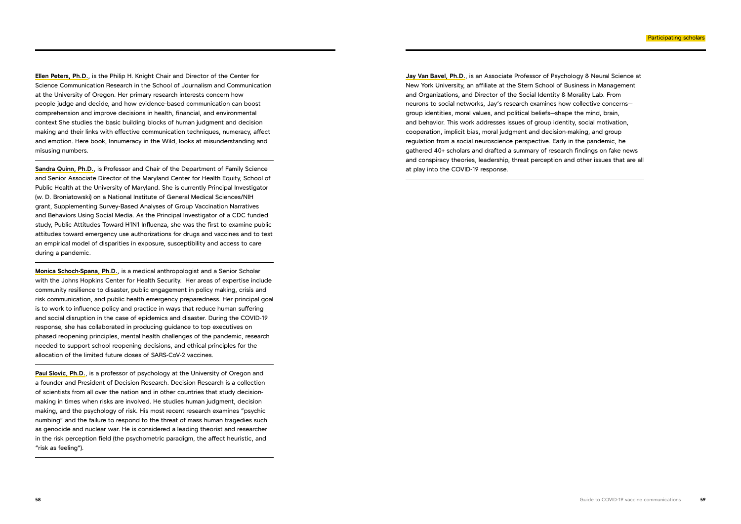**Ellen Peters, Ph.D.**, is the Philip H. Knight Chair and Director of the Center for Science Communication Research in the School of Journalism and Communication at the University of Oregon. Her primary research interests concern how people judge and decide, and how evidence-based communication can boost comprehension and improve decisions in health, financial, and environmental context She studies the basic building blocks of human judgment and decision making and their links with effective communication techniques, numeracy, affect and emotion. Here book, Innumeracy in the Wild, looks at misunderstanding and misusing numbers.

---

**Sandra Quinn, Ph.D.**, is Professor and Chair of the Department of Family Science and Senior Associate Director of the Maryland Center for Health Equity, School of Public Health at the University of Maryland. She is currently Principal Investigator (w. D. Broniatowski) on a National Institute of General Medical Sciences/NIH grant, Supplementing Survey-Based Analyses of Group Vaccination Narratives and Behaviors Using Social Media. As the Principal Investigator of a CDC funded study, Public Attitudes Toward H1N1 Influenza, she was the first to examine public attitudes toward emergency use authorizations for drugs and vaccines and to test an empirical model of disparities in exposure, susceptibility and access to care during a pandemic.

---

**Monica Schoch-Spana, Ph.D.**, is a medical anthropologist and a Senior Scholar with the Johns Hopkins Center for Health Security. Her areas of expertise include community resilience to disaster, public engagement in policy making, crisis and risk communication, and public health emergency preparedness. Her principal goal is to work to influence policy and practice in ways that reduce human suffering and social disruption in the case of epidemics and disaster. During the COVID-19 response, she has collaborated in producing guidance to top executives on phased reopening principles, mental health challenges of the pandemic, research needed to support school reopening decisions, and ethical principles for the allocation of the limited future doses of SARS-CoV-2 vaccines.

---

**Paul Slovic, Ph.D.**, is a professor of psychology at the University of Oregon and a founder and President of Decision Research. Decision Research is a collection of scientists from all over the nation and in other countries that study decision-making in times when risks are involved. He studies human judgment, decision making, and the psychology of risk. His most recent research examines "psychic numbing" and the failure to respond to the threat of mass human tragedies such as genocide and nuclear war. He is considered a leading theorist and researcher in the risk perception field (the psychometric paradigm, the affect heuristic, and "risk as feeling").

---

**Jay Van Bavel, Ph.D.**, is an Associate Professor of Psychology & Neural Science at New York University, an affiliate at the Stern School of Business in Management and Organizations, and Director of the Social Identity & Morality Lab. From neurons to social networks, Jay's research examines how collective concerns—group identities, moral values, and political beliefs—shape the mind, brain, and behavior. This work addresses issues of group identity, social motivation, cooperation, implicit bias, moral judgment and decision-making, and group regulation from a social neuroscience perspective. Early in the pandemic, he gathered 40+ scholars and drafted a summary of research findings on fake news and conspiracy theories, leadership, threat perception and other issues that are all at play into the COVID-19 response.

---